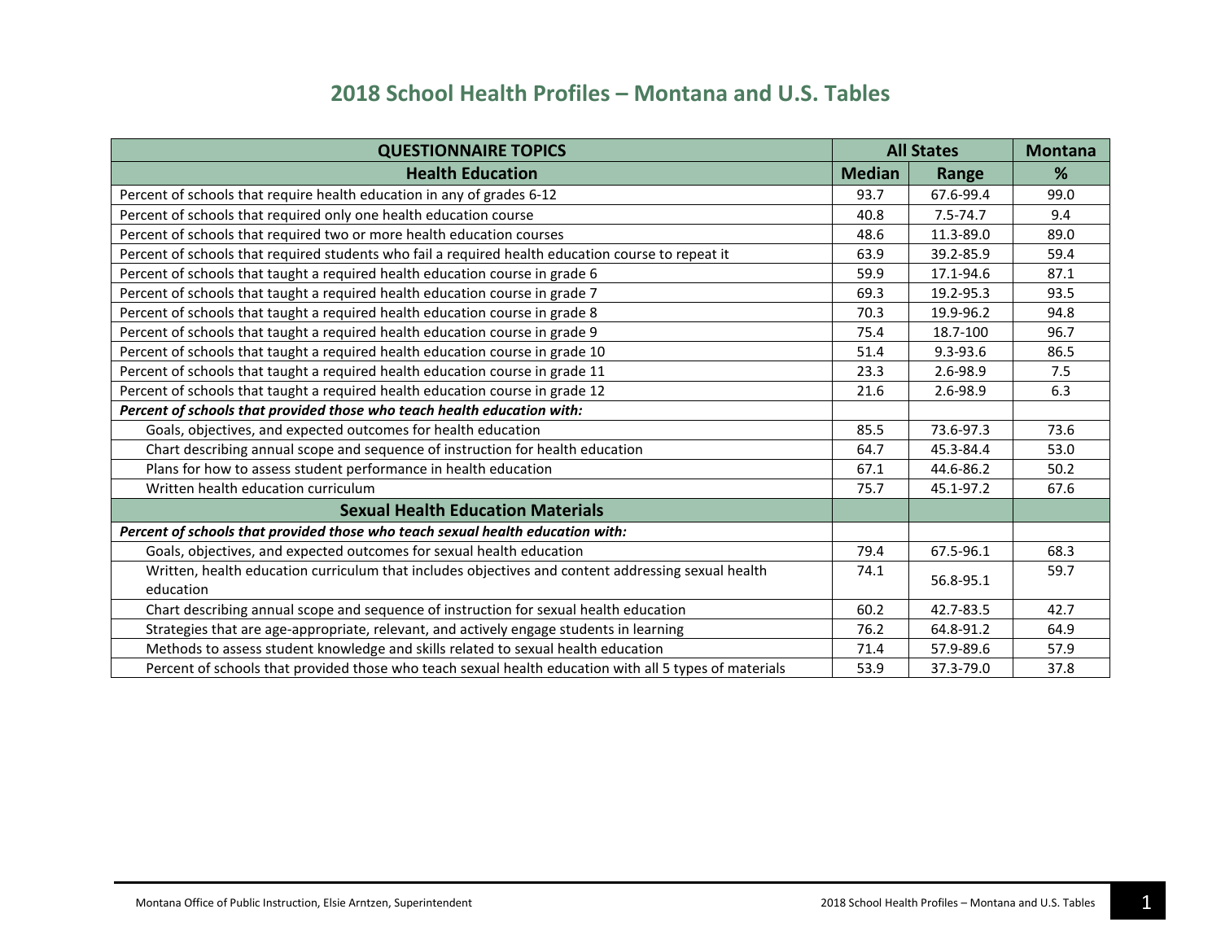# 2018 School Health Profiles – Montana and U.S. Tables

| QUESTIONNAIRE TOPICS | All States | | Montana |
|---|---|---|---|
| **Health Education** | **Median** | **Range** | **%** |
| Percent of schools that require health education in any of grades 6-12 | 93.7 | 67.6-99.4 | 99.0 |
| Percent of schools that required only one health education course | 40.8 | 7.5-74.7 | 9.4 |
| Percent of schools that required two or more health education courses | 48.6 | 11.3-89.0 | 89.0 |
| Percent of schools that required students who fail a required health education course to repeat it | 63.9 | 39.2-85.9 | 59.4 |
| Percent of schools that taught a required health education course in grade 6 | 59.9 | 17.1-94.6 | 87.1 |
| Percent of schools that taught a required health education course in grade 7 | 69.3 | 19.2-95.3 | 93.5 |
| Percent of schools that taught a required health education course in grade 8 | 70.3 | 19.9-96.2 | 94.8 |
| Percent of schools that taught a required health education course in grade 9 | 75.4 | 18.7-100 | 96.7 |
| Percent of schools that taught a required health education course in grade 10 | 51.4 | 9.3-93.6 | 86.5 |
| Percent of schools that taught a required health education course in grade 11 | 23.3 | 2.6-98.9 | 7.5 |
| Percent of schools that taught a required health education course in grade 12 | 21.6 | 2.6-98.9 | 6.3 |
| ***Percent of schools that provided those who teach health education with:*** | | | |
| Goals, objectives, and expected outcomes for health education | 85.5 | 73.6-97.3 | 73.6 |
| Chart describing annual scope and sequence of instruction for health education | 64.7 | 45.3-84.4 | 53.0 |
| Plans for how to assess student performance in health education | 67.1 | 44.6-86.2 | 50.2 |
| Written health education curriculum | 75.7 | 45.1-97.2 | 67.6 |
| **Sexual Health Education Materials** | | | |
| ***Percent of schools that provided those who teach sexual health education with:*** | | | |
| Goals, objectives, and expected outcomes for sexual health education | 79.4 | 67.5-96.1 | 68.3 |
| Written, health education curriculum that includes objectives and content addressing sexual health education | 74.1 | 56.8-95.1 | 59.7 |
| Chart describing annual scope and sequence of instruction for sexual health education | 60.2 | 42.7-83.5 | 42.7 |
| Strategies that are age-appropriate, relevant, and actively engage students in learning | 76.2 | 64.8-91.2 | 64.9 |
| Methods to assess student knowledge and skills related to sexual health education | 71.4 | 57.9-89.6 | 57.9 |
| Percent of schools that provided those who teach sexual health education with all 5 types of materials | 53.9 | 37.3-79.0 | 37.8 |

Montana Office of Public Instruction, Elsie Arntzen, Superintendent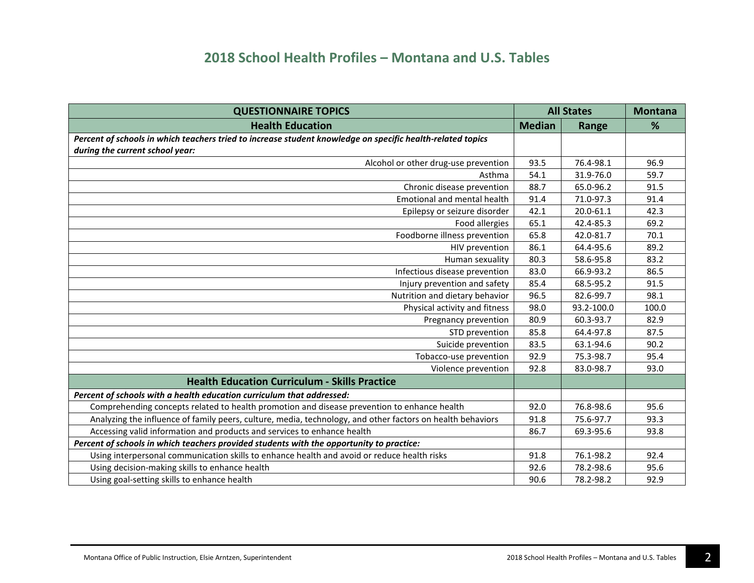# 2018 School Health Profiles – Montana and U.S. Tables

| QUESTIONNAIRE TOPICS | All States | | Montana |
|---|---|---|---|
| **Health Education** | **Median** | **Range** | **%** |
| ***Percent of schools in which teachers tried to increase student knowledge on specific health-related topics during the current school year:*** | | | |
| Alcohol or other drug-use prevention | 93.5 | 76.4-98.1 | 96.9 |
| Asthma | 54.1 | 31.9-76.0 | 59.7 |
| Chronic disease prevention | 88.7 | 65.0-96.2 | 91.5 |
| Emotional and mental health | 91.4 | 71.0-97.3 | 91.4 |
| Epilepsy or seizure disorder | 42.1 | 20.0-61.1 | 42.3 |
| Food allergies | 65.1 | 42.4-85.3 | 69.2 |
| Foodborne illness prevention | 65.8 | 42.0-81.7 | 70.1 |
| HIV prevention | 86.1 | 64.4-95.6 | 89.2 |
| Human sexuality | 80.3 | 58.6-95.8 | 83.2 |
| Infectious disease prevention | 83.0 | 66.9-93.2 | 86.5 |
| Injury prevention and safety | 85.4 | 68.5-95.2 | 91.5 |
| Nutrition and dietary behavior | 96.5 | 82.6-99.7 | 98.1 |
| Physical activity and fitness | 98.0 | 93.2-100.0 | 100.0 |
| Pregnancy prevention | 80.9 | 60.3-93.7 | 82.9 |
| STD prevention | 85.8 | 64.4-97.8 | 87.5 |
| Suicide prevention | 83.5 | 63.1-94.6 | 90.2 |
| Tobacco-use prevention | 92.9 | 75.3-98.7 | 95.4 |
| Violence prevention | 92.8 | 83.0-98.7 | 93.0 |
| **Health Education Curriculum - Skills Practice** | | | |
| ***Percent of schools with a health education curriculum that addressed:*** | | | |
| Comprehending concepts related to health promotion and disease prevention to enhance health | 92.0 | 76.8-98.6 | 95.6 |
| Analyzing the influence of family peers, culture, media, technology, and other factors on health behaviors | 91.8 | 75.6-97.7 | 93.3 |
| Accessing valid information and products and services to enhance health | 86.7 | 69.3-95.6 | 93.8 |
| ***Percent of schools in which teachers provided students with the opportunity to practice:*** | | | |
| Using interpersonal communication skills to enhance health and avoid or reduce health risks | 91.8 | 76.1-98.2 | 92.4 |
| Using decision-making skills to enhance health | 92.6 | 78.2-98.6 | 95.6 |
| Using goal-setting skills to enhance health | 90.6 | 78.2-98.2 | 92.9 |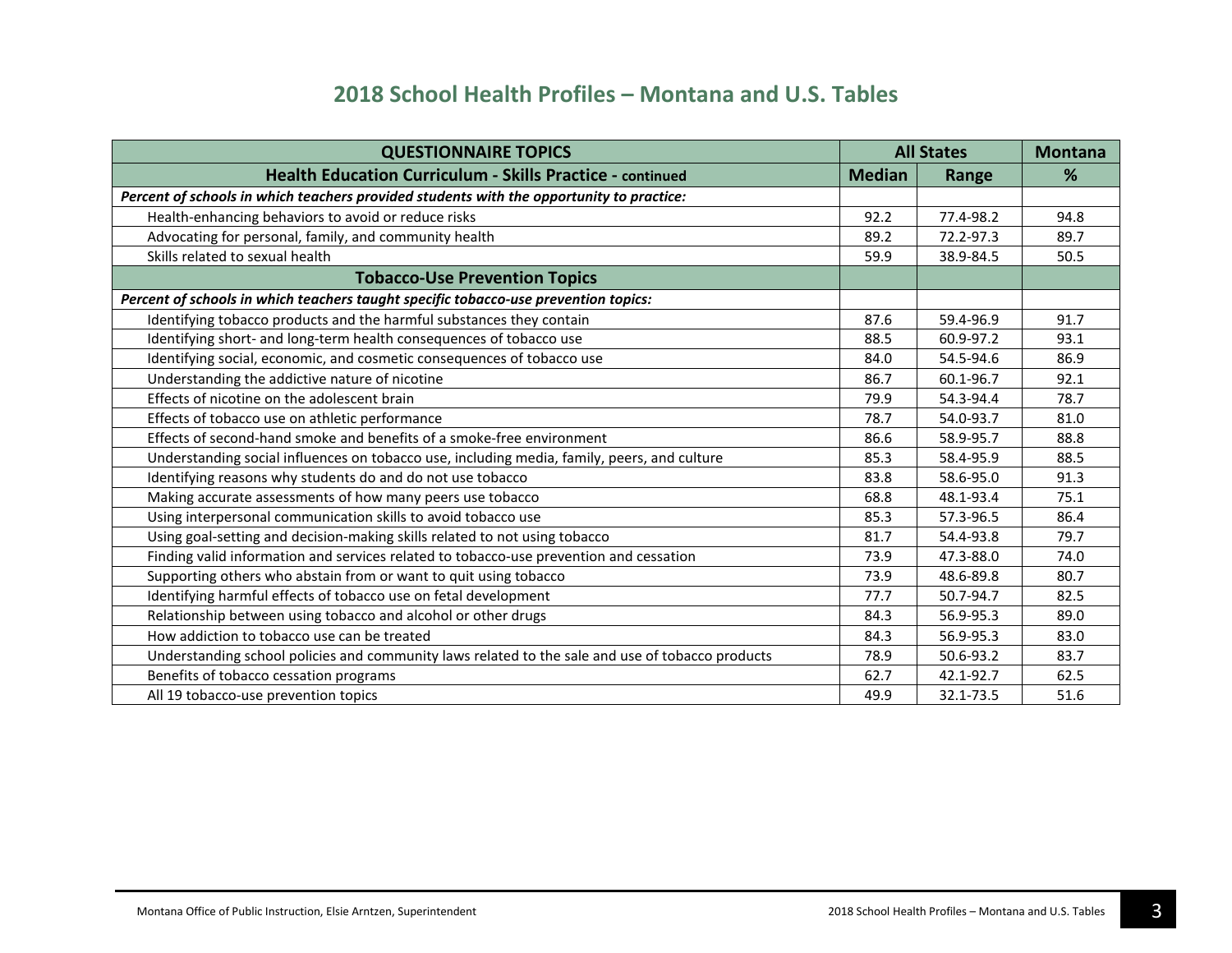# 2018 School Health Profiles – Montana and U.S. Tables

| QUESTIONNAIRE TOPICS | All States | | Montana |
|---|---|---|---|
| **Health Education Curriculum - Skills Practice - continued** | **Median** | **Range** | **%** |
| ***Percent of schools in which teachers provided students with the opportunity to practice:*** | | | |
| Health-enhancing behaviors to avoid or reduce risks | 92.2 | 77.4-98.2 | 94.8 |
| Advocating for personal, family, and community health | 89.2 | 72.2-97.3 | 89.7 |
| Skills related to sexual health | 59.9 | 38.9-84.5 | 50.5 |
| **Tobacco-Use Prevention Topics** | | | |
| ***Percent of schools in which teachers taught specific tobacco-use prevention topics:*** | | | |
| Identifying tobacco products and the harmful substances they contain | 87.6 | 59.4-96.9 | 91.7 |
| Identifying short- and long-term health consequences of tobacco use | 88.5 | 60.9-97.2 | 93.1 |
| Identifying social, economic, and cosmetic consequences of tobacco use | 84.0 | 54.5-94.6 | 86.9 |
| Understanding the addictive nature of nicotine | 86.7 | 60.1-96.7 | 92.1 |
| Effects of nicotine on the adolescent brain | 79.9 | 54.3-94.4 | 78.7 |
| Effects of tobacco use on athletic performance | 78.7 | 54.0-93.7 | 81.0 |
| Effects of second-hand smoke and benefits of a smoke-free environment | 86.6 | 58.9-95.7 | 88.8 |
| Understanding social influences on tobacco use, including media, family, peers, and culture | 85.3 | 58.4-95.9 | 88.5 |
| Identifying reasons why students do and do not use tobacco | 83.8 | 58.6-95.0 | 91.3 |
| Making accurate assessments of how many peers use tobacco | 68.8 | 48.1-93.4 | 75.1 |
| Using interpersonal communication skills to avoid tobacco use | 85.3 | 57.3-96.5 | 86.4 |
| Using goal-setting and decision-making skills related to not using tobacco | 81.7 | 54.4-93.8 | 79.7 |
| Finding valid information and services related to tobacco-use prevention and cessation | 73.9 | 47.3-88.0 | 74.0 |
| Supporting others who abstain from or want to quit using tobacco | 73.9 | 48.6-89.8 | 80.7 |
| Identifying harmful effects of tobacco use on fetal development | 77.7 | 50.7-94.7 | 82.5 |
| Relationship between using tobacco and alcohol or other drugs | 84.3 | 56.9-95.3 | 89.0 |
| How addiction to tobacco use can be treated | 84.3 | 56.9-95.3 | 83.0 |
| Understanding school policies and community laws related to the sale and use of tobacco products | 78.9 | 50.6-93.2 | 83.7 |
| Benefits of tobacco cessation programs | 62.7 | 42.1-92.7 | 62.5 |
| All 19 tobacco-use prevention topics | 49.9 | 32.1-73.5 | 51.6 |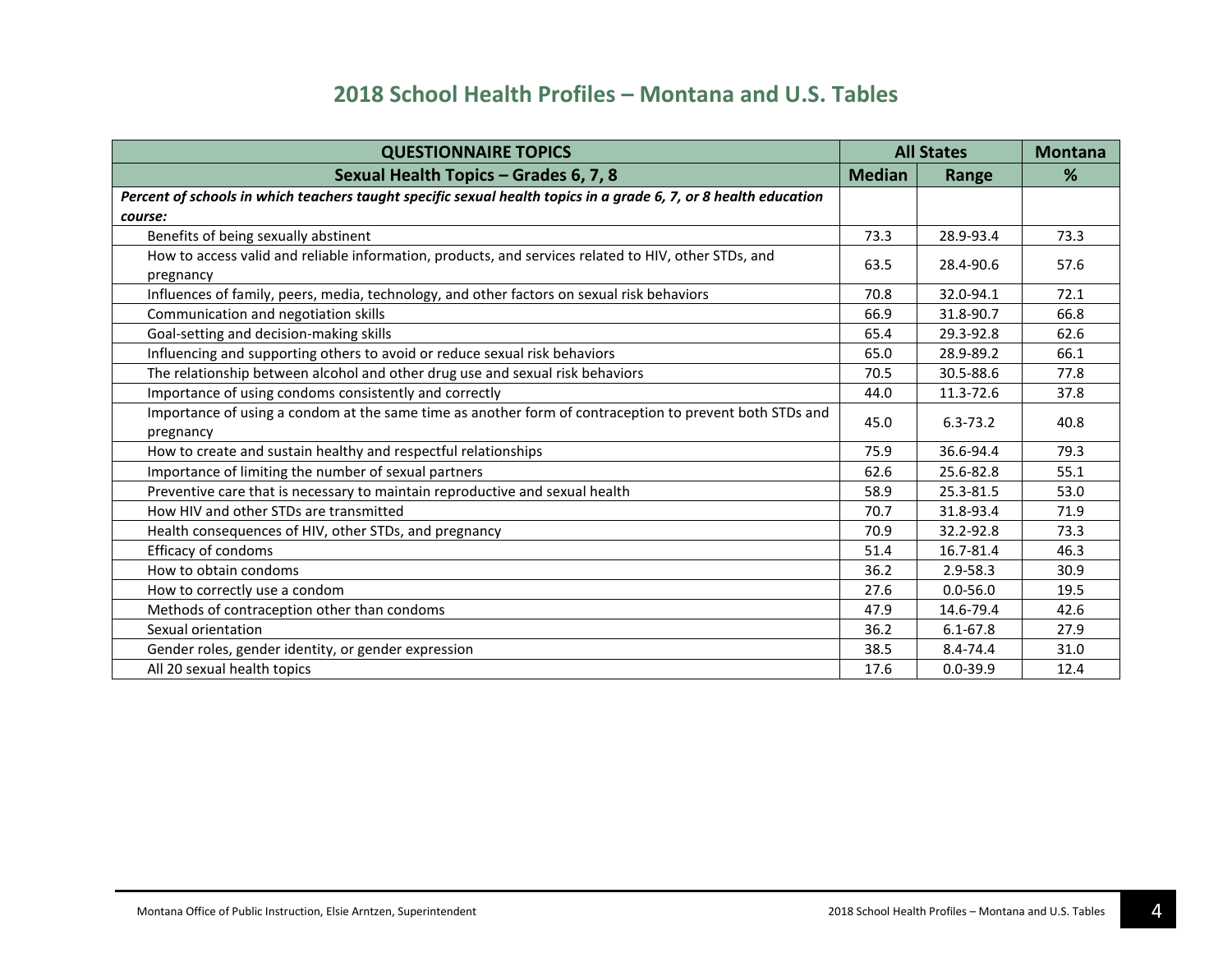# 2018 School Health Profiles – Montana and U.S. Tables

| QUESTIONNAIRE TOPICS | All States | | Montana |
|---|---|---|---|
| **Sexual Health Topics – Grades 6, 7, 8** | **Median** | **Range** | **%** |
| ***Percent of schools in which teachers taught specific sexual health topics in a grade 6, 7, or 8 health education course:*** | | | |
| Benefits of being sexually abstinent | 73.3 | 28.9-93.4 | 73.3 |
| How to access valid and reliable information, products, and services related to HIV, other STDs, and pregnancy | 63.5 | 28.4-90.6 | 57.6 |
| Influences of family, peers, media, technology, and other factors on sexual risk behaviors | 70.8 | 32.0-94.1 | 72.1 |
| Communication and negotiation skills | 66.9 | 31.8-90.7 | 66.8 |
| Goal-setting and decision-making skills | 65.4 | 29.3-92.8 | 62.6 |
| Influencing and supporting others to avoid or reduce sexual risk behaviors | 65.0 | 28.9-89.2 | 66.1 |
| The relationship between alcohol and other drug use and sexual risk behaviors | 70.5 | 30.5-88.6 | 77.8 |
| Importance of using condoms consistently and correctly | 44.0 | 11.3-72.6 | 37.8 |
| Importance of using a condom at the same time as another form of contraception to prevent both STDs and pregnancy | 45.0 | 6.3-73.2 | 40.8 |
| How to create and sustain healthy and respectful relationships | 75.9 | 36.6-94.4 | 79.3 |
| Importance of limiting the number of sexual partners | 62.6 | 25.6-82.8 | 55.1 |
| Preventive care that is necessary to maintain reproductive and sexual health | 58.9 | 25.3-81.5 | 53.0 |
| How HIV and other STDs are transmitted | 70.7 | 31.8-93.4 | 71.9 |
| Health consequences of HIV, other STDs, and pregnancy | 70.9 | 32.2-92.8 | 73.3 |
| Efficacy of condoms | 51.4 | 16.7-81.4 | 46.3 |
| How to obtain condoms | 36.2 | 2.9-58.3 | 30.9 |
| How to correctly use a condom | 27.6 | 0.0-56.0 | 19.5 |
| Methods of contraception other than condoms | 47.9 | 14.6-79.4 | 42.6 |
| Sexual orientation | 36.2 | 6.1-67.8 | 27.9 |
| Gender roles, gender identity, or gender expression | 38.5 | 8.4-74.4 | 31.0 |
| All 20 sexual health topics | 17.6 | 0.0-39.9 | 12.4 |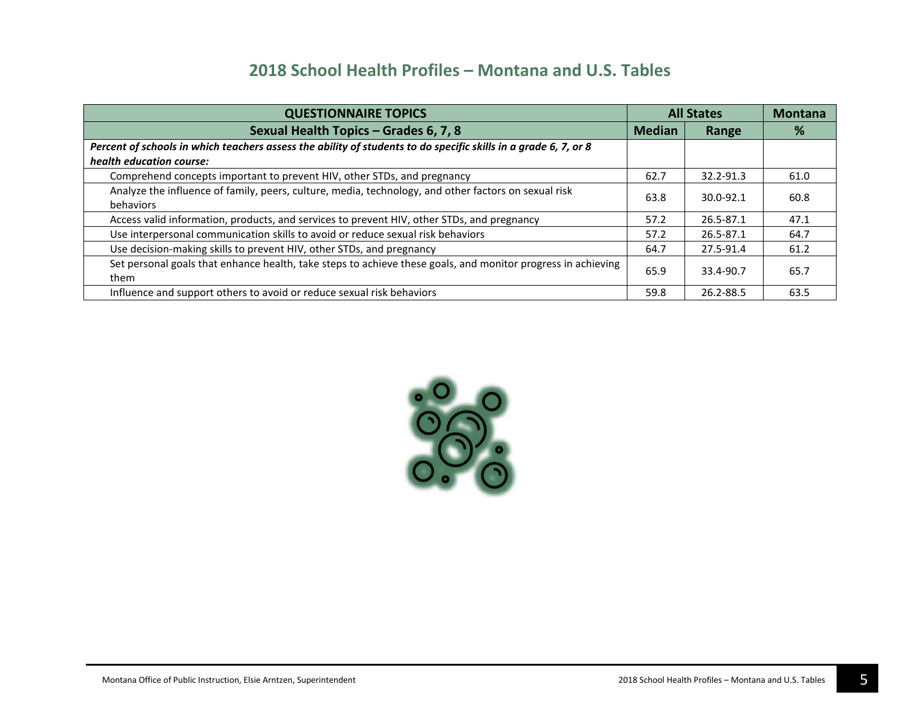## 2018 School Health Profiles – Montana and U.S. Tables

| QUESTIONNAIRE TOPICS | All States | | Montana |
|---|---|---|---|
| **Sexual Health Topics – Grades 6, 7, 8** | **Median** | **Range** | **%** |
| ***Percent of schools in which teachers assess the ability of students to do specific skills in a grade 6, 7, or 8 health education course:*** | | | |
| Comprehend concepts important to prevent HIV, other STDs, and pregnancy | 62.7 | 32.2-91.3 | 61.0 |
| Analyze the influence of family, peers, culture, media, technology, and other factors on sexual risk behaviors | 63.8 | 30.0-92.1 | 60.8 |
| Access valid information, products, and services to prevent HIV, other STDs, and pregnancy | 57.2 | 26.5-87.1 | 47.1 |
| Use interpersonal communication skills to avoid or reduce sexual risk behaviors | 57.2 | 26.5-87.1 | 64.7 |
| Use decision-making skills to prevent HIV, other STDs, and pregnancy | 64.7 | 27.5-91.4 | 61.2 |
| Set personal goals that enhance health, take steps to achieve these goals, and monitor progress in achieving them | 65.9 | 33.4-90.7 | 65.7 |
| Influence and support others to avoid or reduce sexual risk behaviors | 59.8 | 26.2-88.5 | 63.5 |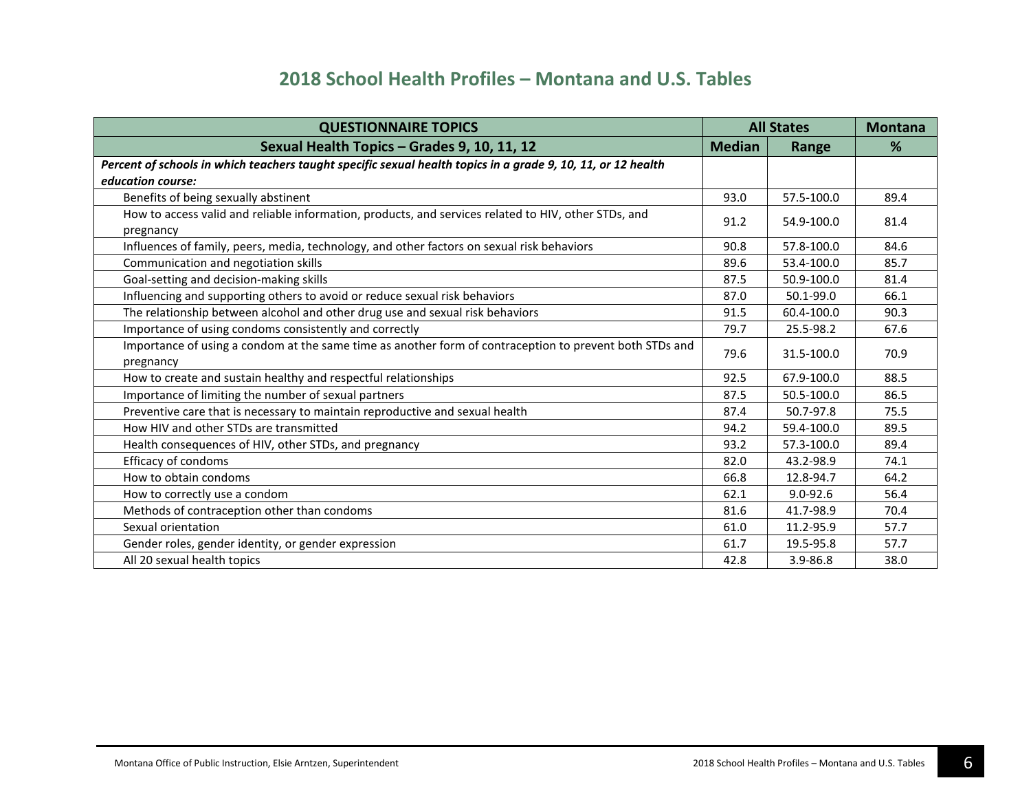# 2018 School Health Profiles – Montana and U.S. Tables

| QUESTIONNAIRE TOPICS | All States | | Montana |
|---|---|---|---|
| **Sexual Health Topics – Grades 9, 10, 11, 12** | **Median** | **Range** | **%** |
| ***Percent of schools in which teachers taught specific sexual health topics in a grade 9, 10, 11, or 12 health education course:*** | | | |
| Benefits of being sexually abstinent | 93.0 | 57.5-100.0 | 89.4 |
| How to access valid and reliable information, products, and services related to HIV, other STDs, and pregnancy | 91.2 | 54.9-100.0 | 81.4 |
| Influences of family, peers, media, technology, and other factors on sexual risk behaviors | 90.8 | 57.8-100.0 | 84.6 |
| Communication and negotiation skills | 89.6 | 53.4-100.0 | 85.7 |
| Goal-setting and decision-making skills | 87.5 | 50.9-100.0 | 81.4 |
| Influencing and supporting others to avoid or reduce sexual risk behaviors | 87.0 | 50.1-99.0 | 66.1 |
| The relationship between alcohol and other drug use and sexual risk behaviors | 91.5 | 60.4-100.0 | 90.3 |
| Importance of using condoms consistently and correctly | 79.7 | 25.5-98.2 | 67.6 |
| Importance of using a condom at the same time as another form of contraception to prevent both STDs and pregnancy | 79.6 | 31.5-100.0 | 70.9 |
| How to create and sustain healthy and respectful relationships | 92.5 | 67.9-100.0 | 88.5 |
| Importance of limiting the number of sexual partners | 87.5 | 50.5-100.0 | 86.5 |
| Preventive care that is necessary to maintain reproductive and sexual health | 87.4 | 50.7-97.8 | 75.5 |
| How HIV and other STDs are transmitted | 94.2 | 59.4-100.0 | 89.5 |
| Health consequences of HIV, other STDs, and pregnancy | 93.2 | 57.3-100.0 | 89.4 |
| Efficacy of condoms | 82.0 | 43.2-98.9 | 74.1 |
| How to obtain condoms | 66.8 | 12.8-94.7 | 64.2 |
| How to correctly use a condom | 62.1 | 9.0-92.6 | 56.4 |
| Methods of contraception other than condoms | 81.6 | 41.7-98.9 | 70.4 |
| Sexual orientation | 61.0 | 11.2-95.9 | 57.7 |
| Gender roles, gender identity, or gender expression | 61.7 | 19.5-95.8 | 57.7 |
| All 20 sexual health topics | 42.8 | 3.9-86.8 | 38.0 |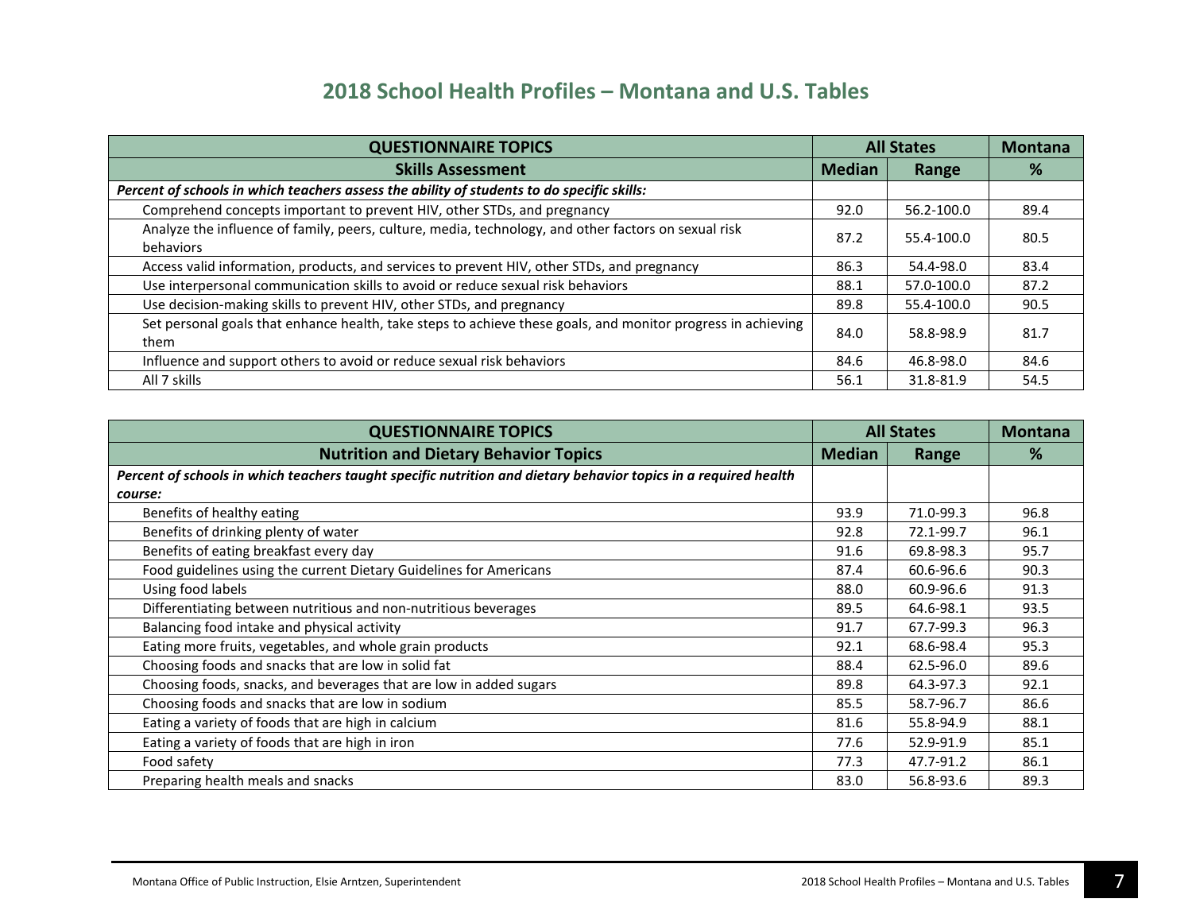# 2018 School Health Profiles – Montana and U.S. Tables

| QUESTIONNAIRE TOPICS | All States | | Montana |
|---|---|---|---|
| **Skills Assessment** | **Median** | **Range** | **%** |
| ***Percent of schools in which teachers assess the ability of students to do specific skills:*** | | | |
| Comprehend concepts important to prevent HIV, other STDs, and pregnancy | 92.0 | 56.2-100.0 | 89.4 |
| Analyze the influence of family, peers, culture, media, technology, and other factors on sexual risk behaviors | 87.2 | 55.4-100.0 | 80.5 |
| Access valid information, products, and services to prevent HIV, other STDs, and pregnancy | 86.3 | 54.4-98.0 | 83.4 |
| Use interpersonal communication skills to avoid or reduce sexual risk behaviors | 88.1 | 57.0-100.0 | 87.2 |
| Use decision-making skills to prevent HIV, other STDs, and pregnancy | 89.8 | 55.4-100.0 | 90.5 |
| Set personal goals that enhance health, take steps to achieve these goals, and monitor progress in achieving them | 84.0 | 58.8-98.9 | 81.7 |
| Influence and support others to avoid or reduce sexual risk behaviors | 84.6 | 46.8-98.0 | 84.6 |
| All 7 skills | 56.1 | 31.8-81.9 | 54.5 |

| QUESTIONNAIRE TOPICS | All States | | Montana |
|---|---|---|---|
| **Nutrition and Dietary Behavior Topics** | **Median** | **Range** | **%** |
| ***Percent of schools in which teachers taught specific nutrition and dietary behavior topics in a required health course:*** | | | |
| Benefits of healthy eating | 93.9 | 71.0-99.3 | 96.8 |
| Benefits of drinking plenty of water | 92.8 | 72.1-99.7 | 96.1 |
| Benefits of eating breakfast every day | 91.6 | 69.8-98.3 | 95.7 |
| Food guidelines using the current Dietary Guidelines for Americans | 87.4 | 60.6-96.6 | 90.3 |
| Using food labels | 88.0 | 60.9-96.6 | 91.3 |
| Differentiating between nutritious and non-nutritious beverages | 89.5 | 64.6-98.1 | 93.5 |
| Balancing food intake and physical activity | 91.7 | 67.7-99.3 | 96.3 |
| Eating more fruits, vegetables, and whole grain products | 92.1 | 68.6-98.4 | 95.3 |
| Choosing foods and snacks that are low in solid fat | 88.4 | 62.5-96.0 | 89.6 |
| Choosing foods, snacks, and beverages that are low in added sugars | 89.8 | 64.3-97.3 | 92.1 |
| Choosing foods and snacks that are low in sodium | 85.5 | 58.7-96.7 | 86.6 |
| Eating a variety of foods that are high in calcium | 81.6 | 55.8-94.9 | 88.1 |
| Eating a variety of foods that are high in iron | 77.6 | 52.9-91.9 | 85.1 |
| Food safety | 77.3 | 47.7-91.2 | 86.1 |
| Preparing health meals and snacks | 83.0 | 56.8-93.6 | 89.3 |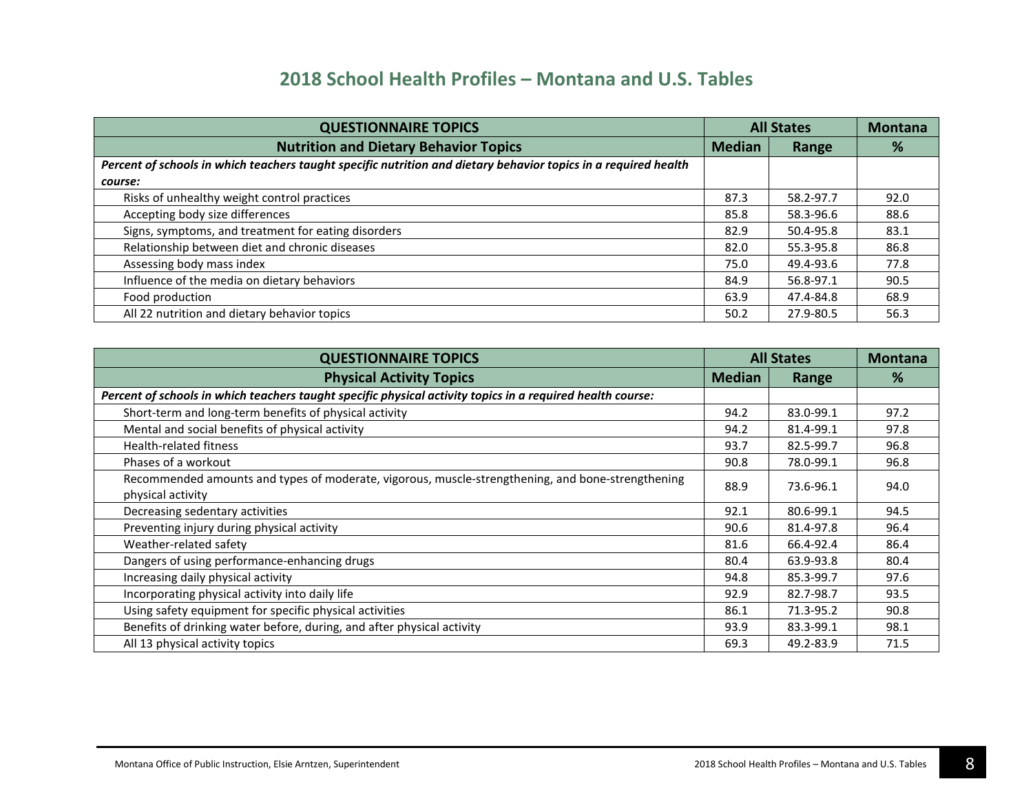# 2018 School Health Profiles – Montana and U.S. Tables

| QUESTIONNAIRE TOPICS | All States | | Montana |
|---|---|---|---|
| **Nutrition and Dietary Behavior Topics** | **Median** | **Range** | **%** |
| ***Percent of schools in which teachers taught specific nutrition and dietary behavior topics in a required health course:*** | | | |
| Risks of unhealthy weight control practices | 87.3 | 58.2-97.7 | 92.0 |
| Accepting body size differences | 85.8 | 58.3-96.6 | 88.6 |
| Signs, symptoms, and treatment for eating disorders | 82.9 | 50.4-95.8 | 83.1 |
| Relationship between diet and chronic diseases | 82.0 | 55.3-95.8 | 86.8 |
| Assessing body mass index | 75.0 | 49.4-93.6 | 77.8 |
| Influence of the media on dietary behaviors | 84.9 | 56.8-97.1 | 90.5 |
| Food production | 63.9 | 47.4-84.8 | 68.9 |
| All 22 nutrition and dietary behavior topics | 50.2 | 27.9-80.5 | 56.3 |

| QUESTIONNAIRE TOPICS | All States | | Montana |
|---|---|---|---|
| **Physical Activity Topics** | **Median** | **Range** | **%** |
| ***Percent of schools in which teachers taught specific physical activity topics in a required health course:*** | | | |
| Short-term and long-term benefits of physical activity | 94.2 | 83.0-99.1 | 97.2 |
| Mental and social benefits of physical activity | 94.2 | 81.4-99.1 | 97.8 |
| Health-related fitness | 93.7 | 82.5-99.7 | 96.8 |
| Phases of a workout | 90.8 | 78.0-99.1 | 96.8 |
| Recommended amounts and types of moderate, vigorous, muscle-strengthening, and bone-strengthening physical activity | 88.9 | 73.6-96.1 | 94.0 |
| Decreasing sedentary activities | 92.1 | 80.6-99.1 | 94.5 |
| Preventing injury during physical activity | 90.6 | 81.4-97.8 | 96.4 |
| Weather-related safety | 81.6 | 66.4-92.4 | 86.4 |
| Dangers of using performance-enhancing drugs | 80.4 | 63.9-93.8 | 80.4 |
| Increasing daily physical activity | 94.8 | 85.3-99.7 | 97.6 |
| Incorporating physical activity into daily life | 92.9 | 82.7-98.7 | 93.5 |
| Using safety equipment for specific physical activities | 86.1 | 71.3-95.2 | 90.8 |
| Benefits of drinking water before, during, and after physical activity | 93.9 | 83.3-99.1 | 98.1 |
| All 13 physical activity topics | 69.3 | 49.2-83.9 | 71.5 |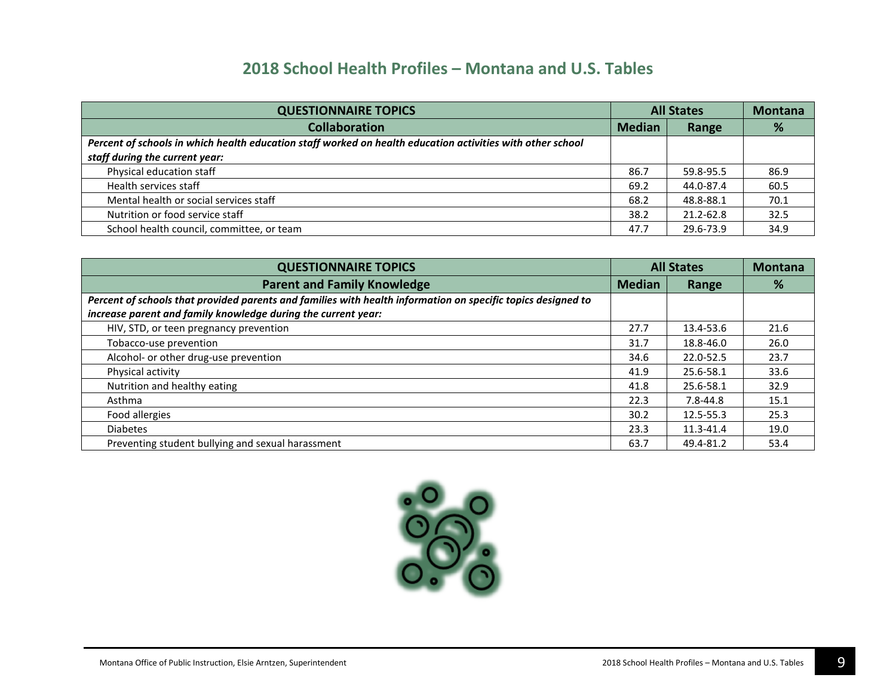# 2018 School Health Profiles – Montana and U.S. Tables

| QUESTIONNAIRE TOPICS | All States | | Montana |
|---|---|---|---|
| **Collaboration** | **Median** | **Range** | **%** |
| ***Percent of schools in which health education staff worked on health education activities with other school staff during the current year:*** | | | |
| Physical education staff | 86.7 | 59.8-95.5 | 86.9 |
| Health services staff | 69.2 | 44.0-87.4 | 60.5 |
| Mental health or social services staff | 68.2 | 48.8-88.1 | 70.1 |
| Nutrition or food service staff | 38.2 | 21.2-62.8 | 32.5 |
| School health council, committee, or team | 47.7 | 29.6-73.9 | 34.9 |

| QUESTIONNAIRE TOPICS | All States | | Montana |
|---|---|---|---|
| **Parent and Family Knowledge** | **Median** | **Range** | **%** |
| ***Percent of schools that provided parents and families with health information on specific topics designed to increase parent and family knowledge during the current year:*** | | | |
| HIV, STD, or teen pregnancy prevention | 27.7 | 13.4-53.6 | 21.6 |
| Tobacco-use prevention | 31.7 | 18.8-46.0 | 26.0 |
| Alcohol- or other drug-use prevention | 34.6 | 22.0-52.5 | 23.7 |
| Physical activity | 41.9 | 25.6-58.1 | 33.6 |
| Nutrition and healthy eating | 41.8 | 25.6-58.1 | 32.9 |
| Asthma | 22.3 | 7.8-44.8 | 15.1 |
| Food allergies | 30.2 | 12.5-55.3 | 25.3 |
| Diabetes | 23.3 | 11.3-41.4 | 19.0 |
| Preventing student bullying and sexual harassment | 63.7 | 49.4-81.2 | 53.4 |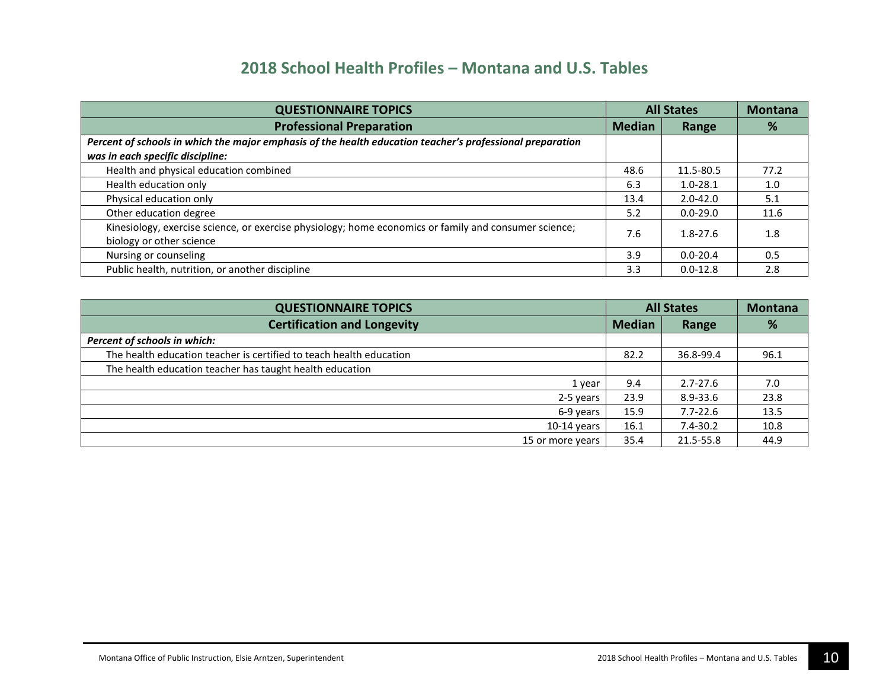# 2018 School Health Profiles – Montana and U.S. Tables

| QUESTIONNAIRE TOPICS | All States | | Montana |
|---|---|---|---|
| **Professional Preparation** | **Median** | **Range** | **%** |
| ***Percent of schools in which the major emphasis of the health education teacher's professional preparation was in each specific discipline:*** | | | |
| Health and physical education combined | 48.6 | 11.5-80.5 | 77.2 |
| Health education only | 6.3 | 1.0-28.1 | 1.0 |
| Physical education only | 13.4 | 2.0-42.0 | 5.1 |
| Other education degree | 5.2 | 0.0-29.0 | 11.6 |
| Kinesiology, exercise science, or exercise physiology; home economics or family and consumer science; biology or other science | 7.6 | 1.8-27.6 | 1.8 |
| Nursing or counseling | 3.9 | 0.0-20.4 | 0.5 |
| Public health, nutrition, or another discipline | 3.3 | 0.0-12.8 | 2.8 |

| QUESTIONNAIRE TOPICS | All States | | Montana |
|---|---|---|---|
| **Certification and Longevity** | **Median** | **Range** | **%** |
| ***Percent of schools in which:*** | | | |
| The health education teacher is certified to teach health education | 82.2 | 36.8-99.4 | 96.1 |
| The health education teacher has taught health education | | | |
| 1 year | 9.4 | 2.7-27.6 | 7.0 |
| 2-5 years | 23.9 | 8.9-33.6 | 23.8 |
| 6-9 years | 15.9 | 7.7-22.6 | 13.5 |
| 10-14 years | 16.1 | 7.4-30.2 | 10.8 |
| 15 or more years | 35.4 | 21.5-55.8 | 44.9 |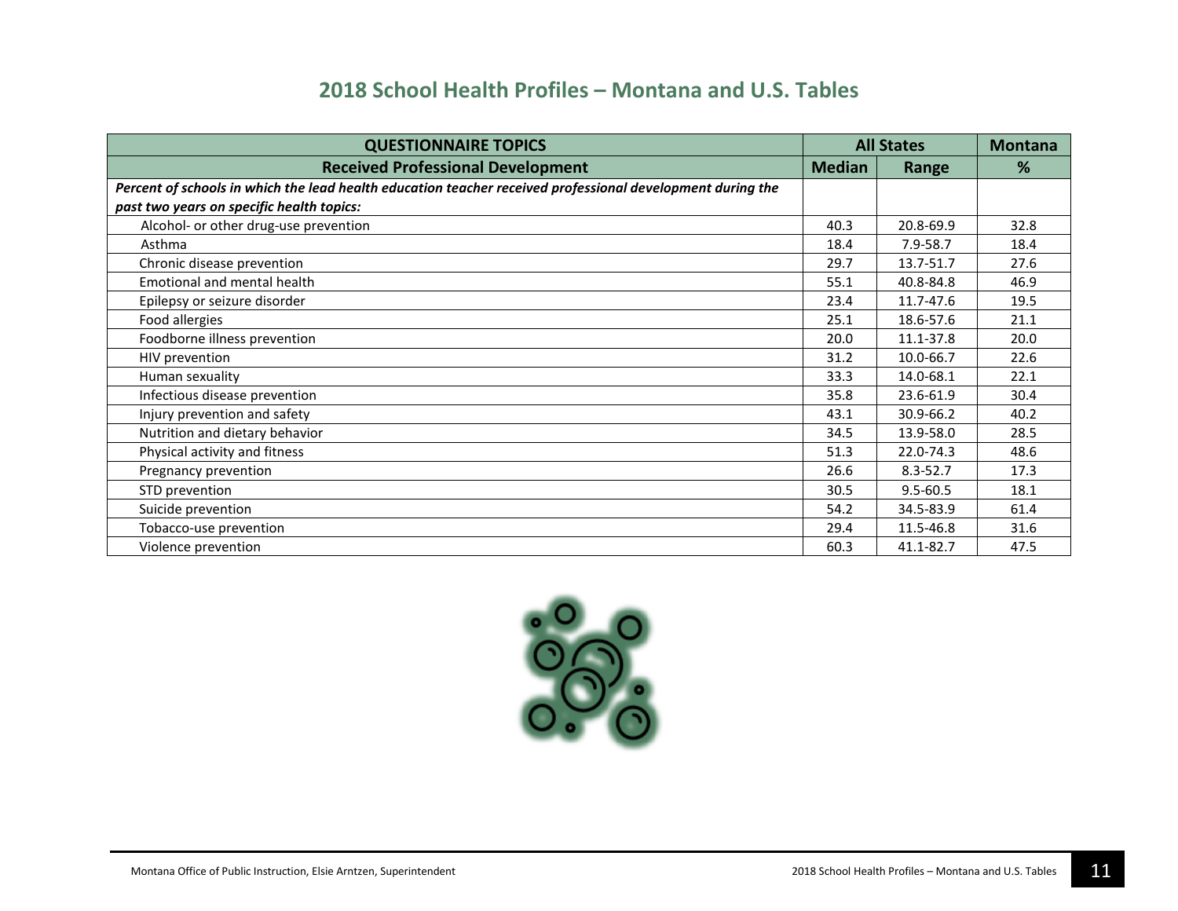## 2018 School Health Profiles – Montana and U.S. Tables

| QUESTIONNAIRE TOPICS | All States | | Montana |
|---|---|---|---|
| **Received Professional Development** | **Median** | **Range** | **%** |
| ***Percent of schools in which the lead health education teacher received professional development during the past two years on specific health topics:*** | | | |
| Alcohol- or other drug-use prevention | 40.3 | 20.8-69.9 | 32.8 |
| Asthma | 18.4 | 7.9-58.7 | 18.4 |
| Chronic disease prevention | 29.7 | 13.7-51.7 | 27.6 |
| Emotional and mental health | 55.1 | 40.8-84.8 | 46.9 |
| Epilepsy or seizure disorder | 23.4 | 11.7-47.6 | 19.5 |
| Food allergies | 25.1 | 18.6-57.6 | 21.1 |
| Foodborne illness prevention | 20.0 | 11.1-37.8 | 20.0 |
| HIV prevention | 31.2 | 10.0-66.7 | 22.6 |
| Human sexuality | 33.3 | 14.0-68.1 | 22.1 |
| Infectious disease prevention | 35.8 | 23.6-61.9 | 30.4 |
| Injury prevention and safety | 43.1 | 30.9-66.2 | 40.2 |
| Nutrition and dietary behavior | 34.5 | 13.9-58.0 | 28.5 |
| Physical activity and fitness | 51.3 | 22.0-74.3 | 48.6 |
| Pregnancy prevention | 26.6 | 8.3-52.7 | 17.3 |
| STD prevention | 30.5 | 9.5-60.5 | 18.1 |
| Suicide prevention | 54.2 | 34.5-83.9 | 61.4 |
| Tobacco-use prevention | 29.4 | 11.5-46.8 | 31.6 |
| Violence prevention | 60.3 | 41.1-82.7 | 47.5 |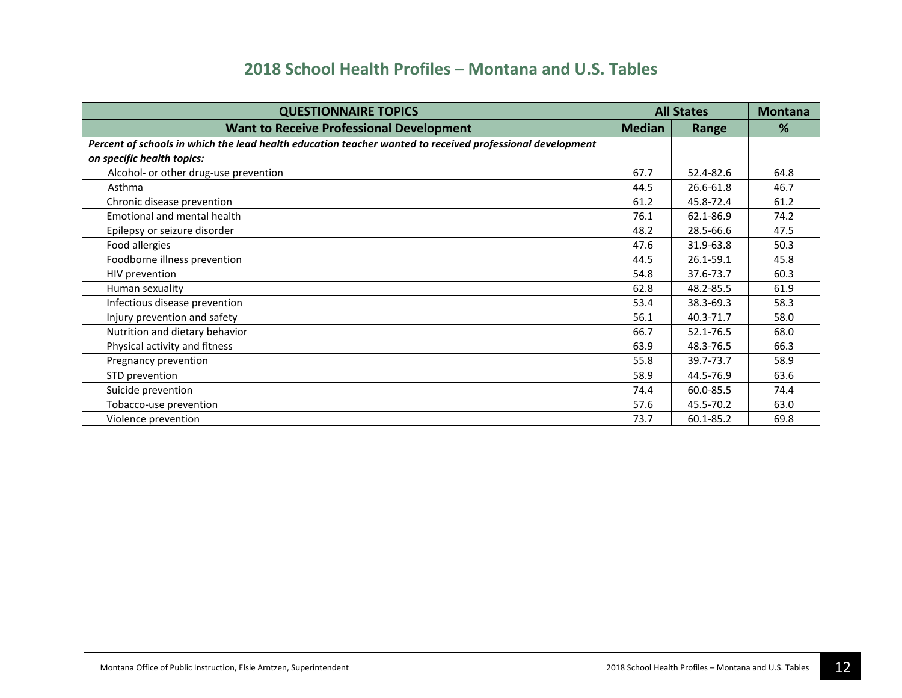## 2018 School Health Profiles – Montana and U.S. Tables

| QUESTIONNAIRE TOPICS | All States | | Montana |
|---|---|---|---|
| **Want to Receive Professional Development** | **Median** | **Range** | **%** |
| ***Percent of schools in which the lead health education teacher wanted to received professional development on specific health topics:*** | | | |
| Alcohol- or other drug-use prevention | 67.7 | 52.4-82.6 | 64.8 |
| Asthma | 44.5 | 26.6-61.8 | 46.7 |
| Chronic disease prevention | 61.2 | 45.8-72.4 | 61.2 |
| Emotional and mental health | 76.1 | 62.1-86.9 | 74.2 |
| Epilepsy or seizure disorder | 48.2 | 28.5-66.6 | 47.5 |
| Food allergies | 47.6 | 31.9-63.8 | 50.3 |
| Foodborne illness prevention | 44.5 | 26.1-59.1 | 45.8 |
| HIV prevention | 54.8 | 37.6-73.7 | 60.3 |
| Human sexuality | 62.8 | 48.2-85.5 | 61.9 |
| Infectious disease prevention | 53.4 | 38.3-69.3 | 58.3 |
| Injury prevention and safety | 56.1 | 40.3-71.7 | 58.0 |
| Nutrition and dietary behavior | 66.7 | 52.1-76.5 | 68.0 |
| Physical activity and fitness | 63.9 | 48.3-76.5 | 66.3 |
| Pregnancy prevention | 55.8 | 39.7-73.7 | 58.9 |
| STD prevention | 58.9 | 44.5-76.9 | 63.6 |
| Suicide prevention | 74.4 | 60.0-85.5 | 74.4 |
| Tobacco-use prevention | 57.6 | 45.5-70.2 | 63.0 |
| Violence prevention | 73.7 | 60.1-85.2 | 69.8 |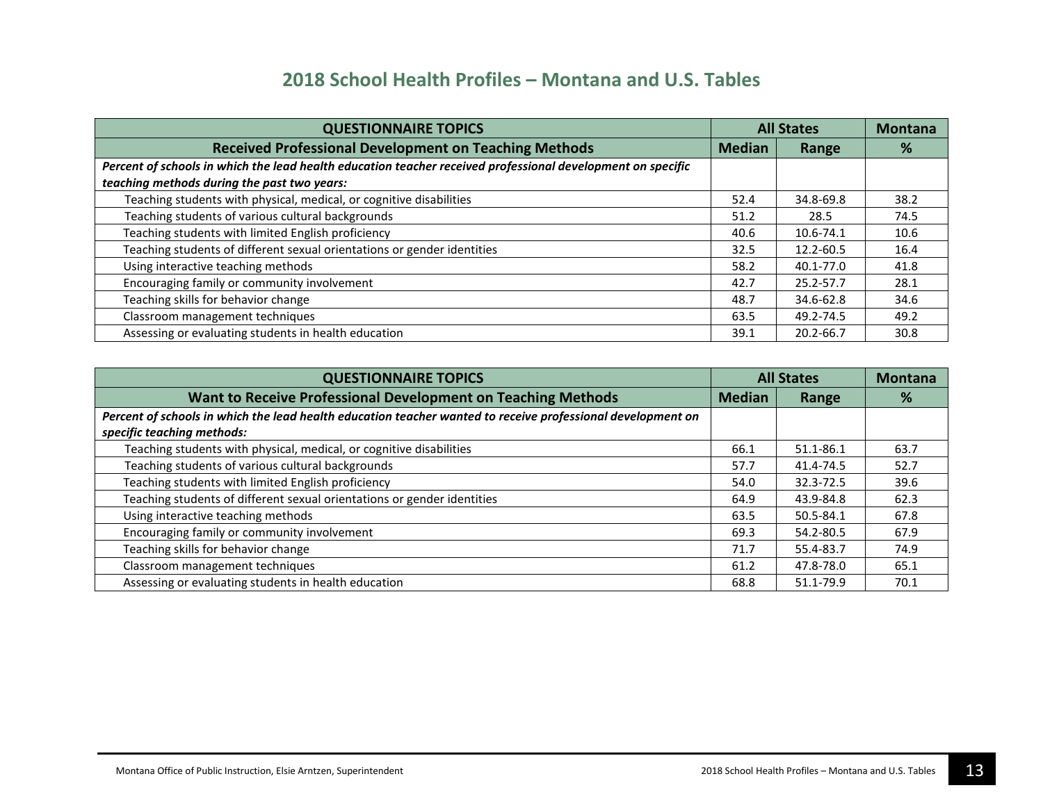## 2018 School Health Profiles – Montana and U.S. Tables

| QUESTIONNAIRE TOPICS | All States | | Montana |
|---|---|---|---|
| **Received Professional Development on Teaching Methods** | **Median** | **Range** | **%** |
| ***Percent of schools in which the lead health education teacher received professional development on specific teaching methods during the past two years:*** | | | |
| Teaching students with physical, medical, or cognitive disabilities | 52.4 | 34.8-69.8 | 38.2 |
| Teaching students of various cultural backgrounds | 51.2 | 28.5 | 74.5 |
| Teaching students with limited English proficiency | 40.6 | 10.6-74.1 | 10.6 |
| Teaching students of different sexual orientations or gender identities | 32.5 | 12.2-60.5 | 16.4 |
| Using interactive teaching methods | 58.2 | 40.1-77.0 | 41.8 |
| Encouraging family or community involvement | 42.7 | 25.2-57.7 | 28.1 |
| Teaching skills for behavior change | 48.7 | 34.6-62.8 | 34.6 |
| Classroom management techniques | 63.5 | 49.2-74.5 | 49.2 |
| Assessing or evaluating students in health education | 39.1 | 20.2-66.7 | 30.8 |

| QUESTIONNAIRE TOPICS | All States | | Montana |
|---|---|---|---|
| **Want to Receive Professional Development on Teaching Methods** | **Median** | **Range** | **%** |
| ***Percent of schools in which the lead health education teacher wanted to receive professional development on specific teaching methods:*** | | | |
| Teaching students with physical, medical, or cognitive disabilities | 66.1 | 51.1-86.1 | 63.7 |
| Teaching students of various cultural backgrounds | 57.7 | 41.4-74.5 | 52.7 |
| Teaching students with limited English proficiency | 54.0 | 32.3-72.5 | 39.6 |
| Teaching students of different sexual orientations or gender identities | 64.9 | 43.9-84.8 | 62.3 |
| Using interactive teaching methods | 63.5 | 50.5-84.1 | 67.8 |
| Encouraging family or community involvement | 69.3 | 54.2-80.5 | 67.9 |
| Teaching skills for behavior change | 71.7 | 55.4-83.7 | 74.9 |
| Classroom management techniques | 61.2 | 47.8-78.0 | 65.1 |
| Assessing or evaluating students in health education | 68.8 | 51.1-79.9 | 70.1 |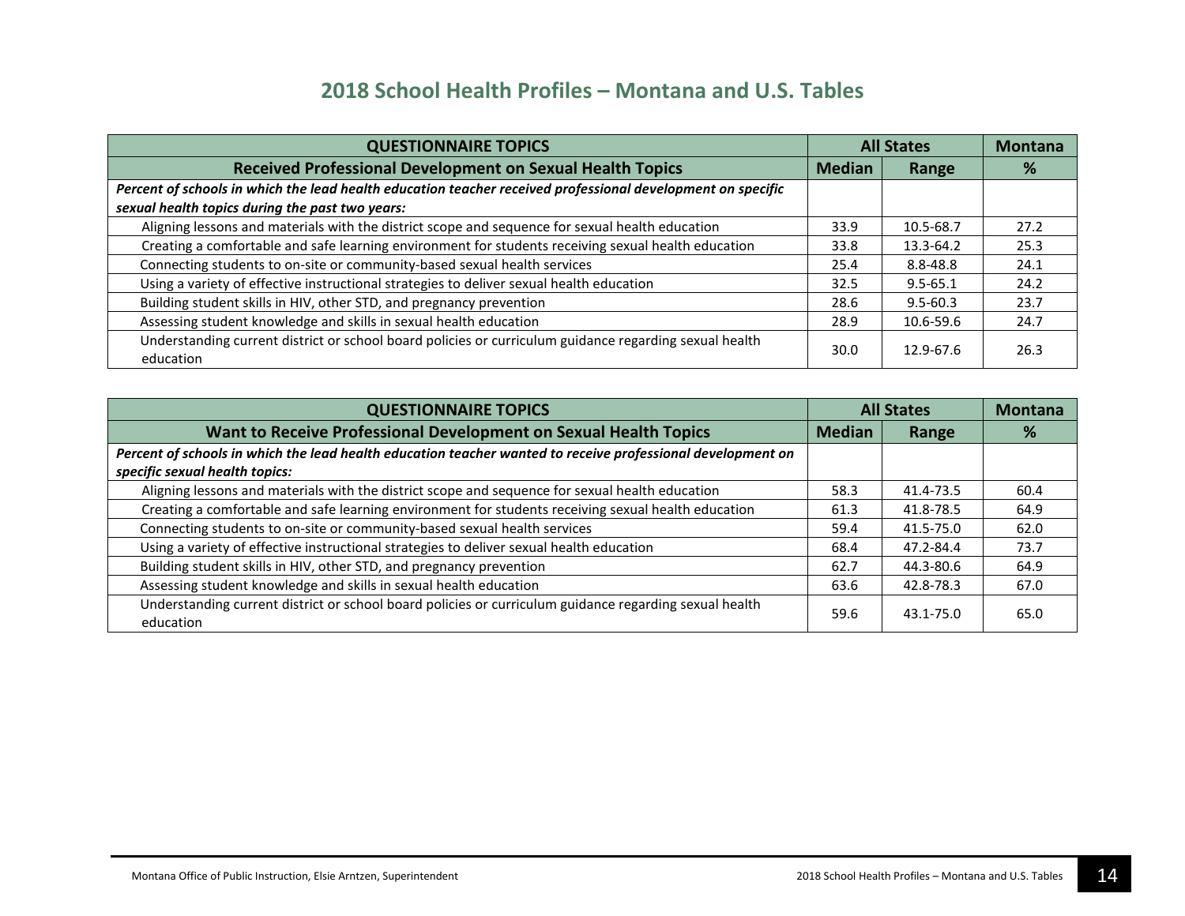## 2018 School Health Profiles – Montana and U.S. Tables

| QUESTIONNAIRE TOPICS | All States | | Montana |
|---|---|---|---|
| **Received Professional Development on Sexual Health Topics** | **Median** | **Range** | **%** |
| ***Percent of schools in which the lead health education teacher received professional development on specific sexual health topics during the past two years:*** | | | |
| Aligning lessons and materials with the district scope and sequence for sexual health education | 33.9 | 10.5-68.7 | 27.2 |
| Creating a comfortable and safe learning environment for students receiving sexual health education | 33.8 | 13.3-64.2 | 25.3 |
| Connecting students to on-site or community-based sexual health services | 25.4 | 8.8-48.8 | 24.1 |
| Using a variety of effective instructional strategies to deliver sexual health education | 32.5 | 9.5-65.1 | 24.2 |
| Building student skills in HIV, other STD, and pregnancy prevention | 28.6 | 9.5-60.3 | 23.7 |
| Assessing student knowledge and skills in sexual health education | 28.9 | 10.6-59.6 | 24.7 |
| Understanding current district or school board policies or curriculum guidance regarding sexual health education | 30.0 | 12.9-67.6 | 26.3 |

| QUESTIONNAIRE TOPICS | All States | | Montana |
|---|---|---|---|
| **Want to Receive Professional Development on Sexual Health Topics** | **Median** | **Range** | **%** |
| ***Percent of schools in which the lead health education teacher wanted to receive professional development on specific sexual health topics:*** | | | |
| Aligning lessons and materials with the district scope and sequence for sexual health education | 58.3 | 41.4-73.5 | 60.4 |
| Creating a comfortable and safe learning environment for students receiving sexual health education | 61.3 | 41.8-78.5 | 64.9 |
| Connecting students to on-site or community-based sexual health services | 59.4 | 41.5-75.0 | 62.0 |
| Using a variety of effective instructional strategies to deliver sexual health education | 68.4 | 47.2-84.4 | 73.7 |
| Building student skills in HIV, other STD, and pregnancy prevention | 62.7 | 44.3-80.6 | 64.9 |
| Assessing student knowledge and skills in sexual health education | 63.6 | 42.8-78.3 | 67.0 |
| Understanding current district or school board policies or curriculum guidance regarding sexual health education | 59.6 | 43.1-75.0 | 65.0 |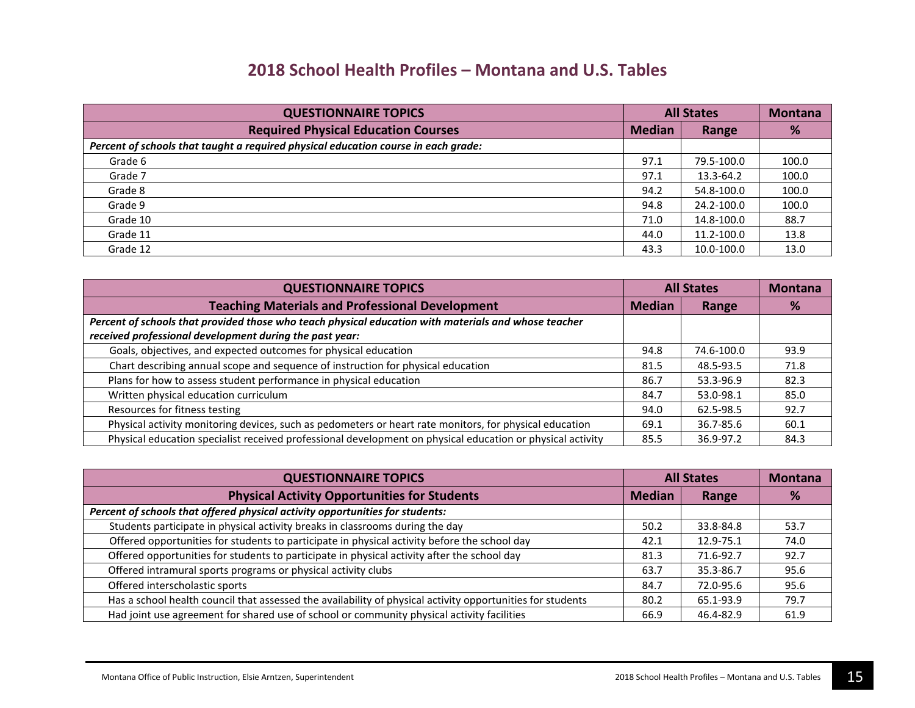# 2018 School Health Profiles – Montana and U.S. Tables

| QUESTIONNAIRE TOPICS | All States | | Montana |
|---|---|---|---|
| **Required Physical Education Courses** | **Median** | **Range** | **%** |
| ***Percent of schools that taught a required physical education course in each grade:*** | | | |
| Grade 6 | 97.1 | 79.5-100.0 | 100.0 |
| Grade 7 | 97.1 | 13.3-64.2 | 100.0 |
| Grade 8 | 94.2 | 54.8-100.0 | 100.0 |
| Grade 9 | 94.8 | 24.2-100.0 | 100.0 |
| Grade 10 | 71.0 | 14.8-100.0 | 88.7 |
| Grade 11 | 44.0 | 11.2-100.0 | 13.8 |
| Grade 12 | 43.3 | 10.0-100.0 | 13.0 |

| QUESTIONNAIRE TOPICS | All States | | Montana |
|---|---|---|---|
| **Teaching Materials and Professional Development** | **Median** | **Range** | **%** |
| ***Percent of schools that provided those who teach physical education with materials and whose teacher received professional development during the past year:*** | | | |
| Goals, objectives, and expected outcomes for physical education | 94.8 | 74.6-100.0 | 93.9 |
| Chart describing annual scope and sequence of instruction for physical education | 81.5 | 48.5-93.5 | 71.8 |
| Plans for how to assess student performance in physical education | 86.7 | 53.3-96.9 | 82.3 |
| Written physical education curriculum | 84.7 | 53.0-98.1 | 85.0 |
| Resources for fitness testing | 94.0 | 62.5-98.5 | 92.7 |
| Physical activity monitoring devices, such as pedometers or heart rate monitors, for physical education | 69.1 | 36.7-85.6 | 60.1 |
| Physical education specialist received professional development on physical education or physical activity | 85.5 | 36.9-97.2 | 84.3 |

| QUESTIONNAIRE TOPICS | All States | | Montana |
|---|---|---|---|
| **Physical Activity Opportunities for Students** | **Median** | **Range** | **%** |
| ***Percent of schools that offered physical activity opportunities for students:*** | | | |
| Students participate in physical activity breaks in classrooms during the day | 50.2 | 33.8-84.8 | 53.7 |
| Offered opportunities for students to participate in physical activity before the school day | 42.1 | 12.9-75.1 | 74.0 |
| Offered opportunities for students to participate in physical activity after the school day | 81.3 | 71.6-92.7 | 92.7 |
| Offered intramural sports programs or physical activity clubs | 63.7 | 35.3-86.7 | 95.6 |
| Offered interscholastic sports | 84.7 | 72.0-95.6 | 95.6 |
| Has a school health council that assessed the availability of physical activity opportunities for students | 80.2 | 65.1-93.9 | 79.7 |
| Had joint use agreement for shared use of school or community physical activity facilities | 66.9 | 46.4-82.9 | 61.9 |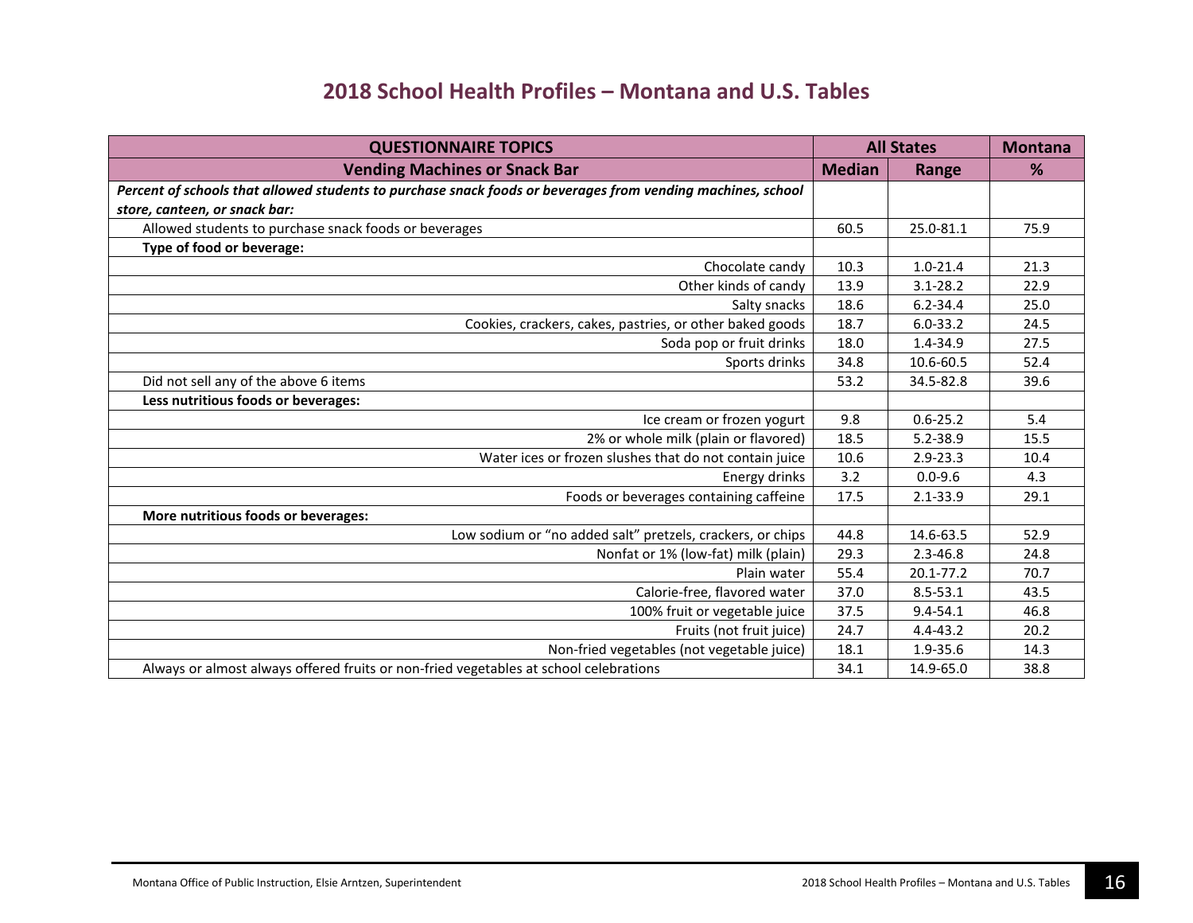# 2018 School Health Profiles – Montana and U.S. Tables

| QUESTIONNAIRE TOPICS | All States | | Montana |
|---|---|---|---|
| **Vending Machines or Snack Bar** | **Median** | **Range** | **%** |
| ***Percent of schools that allowed students to purchase snack foods or beverages from vending machines, school store, canteen, or snack bar:*** | | | |
| Allowed students to purchase snack foods or beverages | 60.5 | 25.0-81.1 | 75.9 |
| **Type of food or beverage:** | | | |
| Chocolate candy | 10.3 | 1.0-21.4 | 21.3 |
| Other kinds of candy | 13.9 | 3.1-28.2 | 22.9 |
| Salty snacks | 18.6 | 6.2-34.4 | 25.0 |
| Cookies, crackers, cakes, pastries, or other baked goods | 18.7 | 6.0-33.2 | 24.5 |
| Soda pop or fruit drinks | 18.0 | 1.4-34.9 | 27.5 |
| Sports drinks | 34.8 | 10.6-60.5 | 52.4 |
| Did not sell any of the above 6 items | 53.2 | 34.5-82.8 | 39.6 |
| **Less nutritious foods or beverages:** | | | |
| Ice cream or frozen yogurt | 9.8 | 0.6-25.2 | 5.4 |
| 2% or whole milk (plain or flavored) | 18.5 | 5.2-38.9 | 15.5 |
| Water ices or frozen slushes that do not contain juice | 10.6 | 2.9-23.3 | 10.4 |
| Energy drinks | 3.2 | 0.0-9.6 | 4.3 |
| Foods or beverages containing caffeine | 17.5 | 2.1-33.9 | 29.1 |
| **More nutritious foods or beverages:** | | | |
| Low sodium or "no added salt" pretzels, crackers, or chips | 44.8 | 14.6-63.5 | 52.9 |
| Nonfat or 1% (low-fat) milk (plain) | 29.3 | 2.3-46.8 | 24.8 |
| Plain water | 55.4 | 20.1-77.2 | 70.7 |
| Calorie-free, flavored water | 37.0 | 8.5-53.1 | 43.5 |
| 100% fruit or vegetable juice | 37.5 | 9.4-54.1 | 46.8 |
| Fruits (not fruit juice) | 24.7 | 4.4-43.2 | 20.2 |
| Non-fried vegetables (not vegetable juice) | 18.1 | 1.9-35.6 | 14.3 |
| Always or almost always offered fruits or non-fried vegetables at school celebrations | 34.1 | 14.9-65.0 | 38.8 |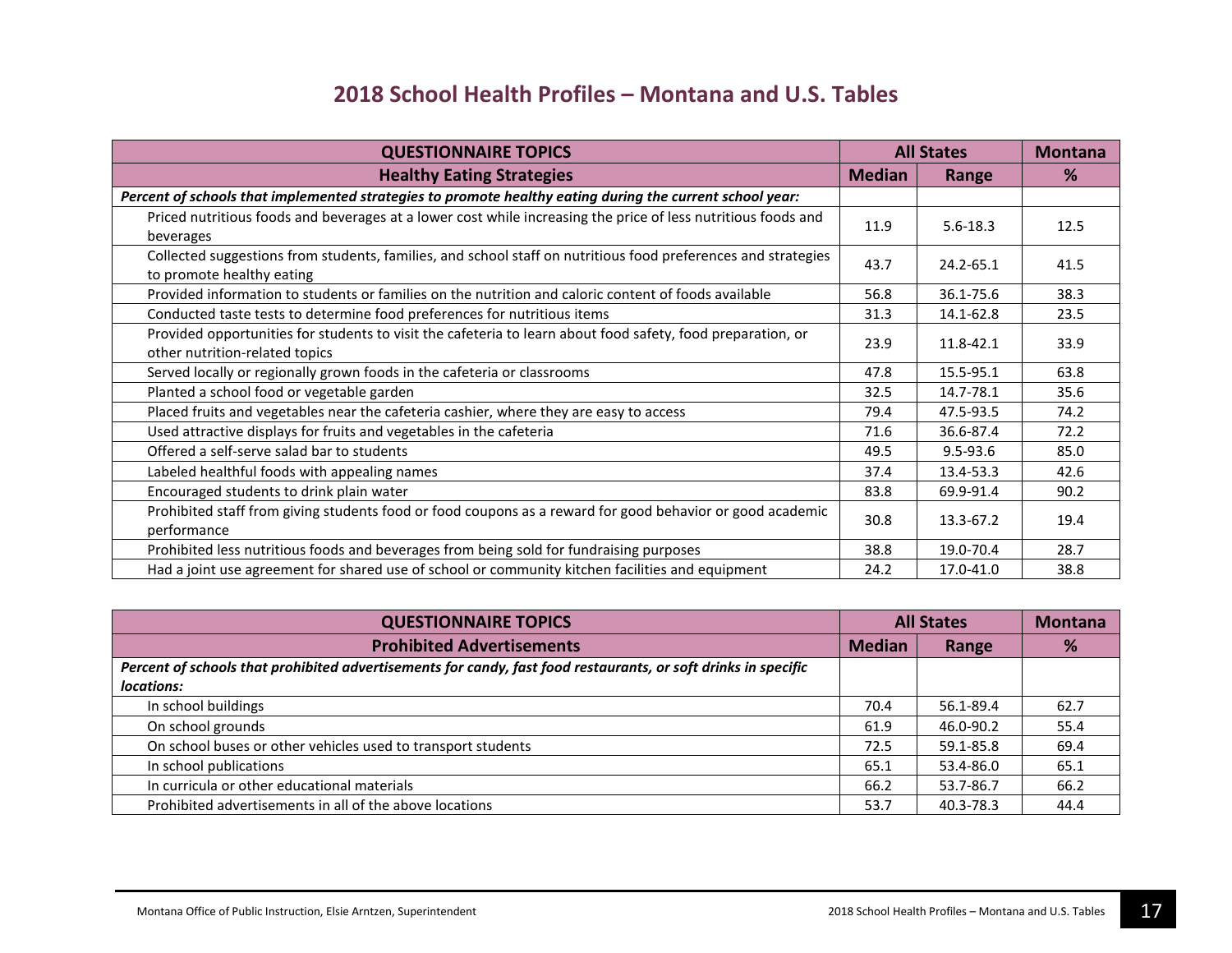# 2018 School Health Profiles – Montana and U.S. Tables

| QUESTIONNAIRE TOPICS | All States | | Montana |
|---|---|---|---|
| **Healthy Eating Strategies** | **Median** | **Range** | **%** |
| ***Percent of schools that implemented strategies to promote healthy eating during the current school year:*** | | | |
| Priced nutritious foods and beverages at a lower cost while increasing the price of less nutritious foods and beverages | 11.9 | 5.6-18.3 | 12.5 |
| Collected suggestions from students, families, and school staff on nutritious food preferences and strategies to promote healthy eating | 43.7 | 24.2-65.1 | 41.5 |
| Provided information to students or families on the nutrition and caloric content of foods available | 56.8 | 36.1-75.6 | 38.3 |
| Conducted taste tests to determine food preferences for nutritious items | 31.3 | 14.1-62.8 | 23.5 |
| Provided opportunities for students to visit the cafeteria to learn about food safety, food preparation, or other nutrition-related topics | 23.9 | 11.8-42.1 | 33.9 |
| Served locally or regionally grown foods in the cafeteria or classrooms | 47.8 | 15.5-95.1 | 63.8 |
| Planted a school food or vegetable garden | 32.5 | 14.7-78.1 | 35.6 |
| Placed fruits and vegetables near the cafeteria cashier, where they are easy to access | 79.4 | 47.5-93.5 | 74.2 |
| Used attractive displays for fruits and vegetables in the cafeteria | 71.6 | 36.6-87.4 | 72.2 |
| Offered a self-serve salad bar to students | 49.5 | 9.5-93.6 | 85.0 |
| Labeled healthful foods with appealing names | 37.4 | 13.4-53.3 | 42.6 |
| Encouraged students to drink plain water | 83.8 | 69.9-91.4 | 90.2 |
| Prohibited staff from giving students food or food coupons as a reward for good behavior or good academic performance | 30.8 | 13.3-67.2 | 19.4 |
| Prohibited less nutritious foods and beverages from being sold for fundraising purposes | 38.8 | 19.0-70.4 | 28.7 |
| Had a joint use agreement for shared use of school or community kitchen facilities and equipment | 24.2 | 17.0-41.0 | 38.8 |

| QUESTIONNAIRE TOPICS | All States | | Montana |
|---|---|---|---|
| **Prohibited Advertisements** | **Median** | **Range** | **%** |
| ***Percent of schools that prohibited advertisements for candy, fast food restaurants, or soft drinks in specific locations:*** | | | |
| In school buildings | 70.4 | 56.1-89.4 | 62.7 |
| On school grounds | 61.9 | 46.0-90.2 | 55.4 |
| On school buses or other vehicles used to transport students | 72.5 | 59.1-85.8 | 69.4 |
| In school publications | 65.1 | 53.4-86.0 | 65.1 |
| In curricula or other educational materials | 66.2 | 53.7-86.7 | 66.2 |
| Prohibited advertisements in all of the above locations | 53.7 | 40.3-78.3 | 44.4 |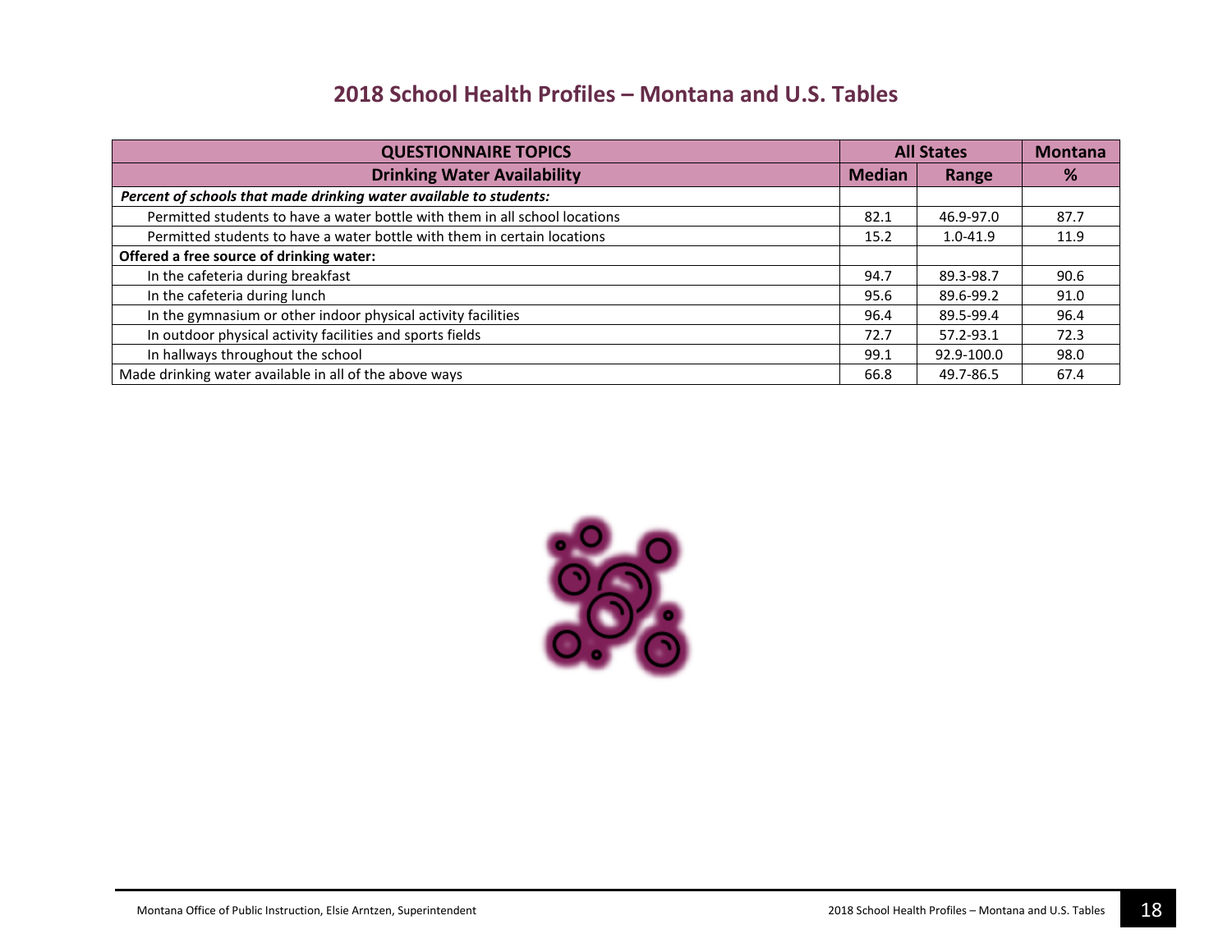# 2018 School Health Profiles – Montana and U.S. Tables

| QUESTIONNAIRE TOPICS | All States | | Montana |
|---|---|---|---|
| **Drinking Water Availability** | **Median** | **Range** | **%** |
| ***Percent of schools that made drinking water available to students:*** | | | |
| Permitted students to have a water bottle with them in all school locations | 82.1 | 46.9-97.0 | 87.7 |
| Permitted students to have a water bottle with them in certain locations | 15.2 | 1.0-41.9 | 11.9 |
| **Offered a free source of drinking water:** | | | |
| In the cafeteria during breakfast | 94.7 | 89.3-98.7 | 90.6 |
| In the cafeteria during lunch | 95.6 | 89.6-99.2 | 91.0 |
| In the gymnasium or other indoor physical activity facilities | 96.4 | 89.5-99.4 | 96.4 |
| In outdoor physical activity facilities and sports fields | 72.7 | 57.2-93.1 | 72.3 |
| In hallways throughout the school | 99.1 | 92.9-100.0 | 98.0 |
| Made drinking water available in all of the above ways | 66.8 | 49.7-86.5 | 67.4 |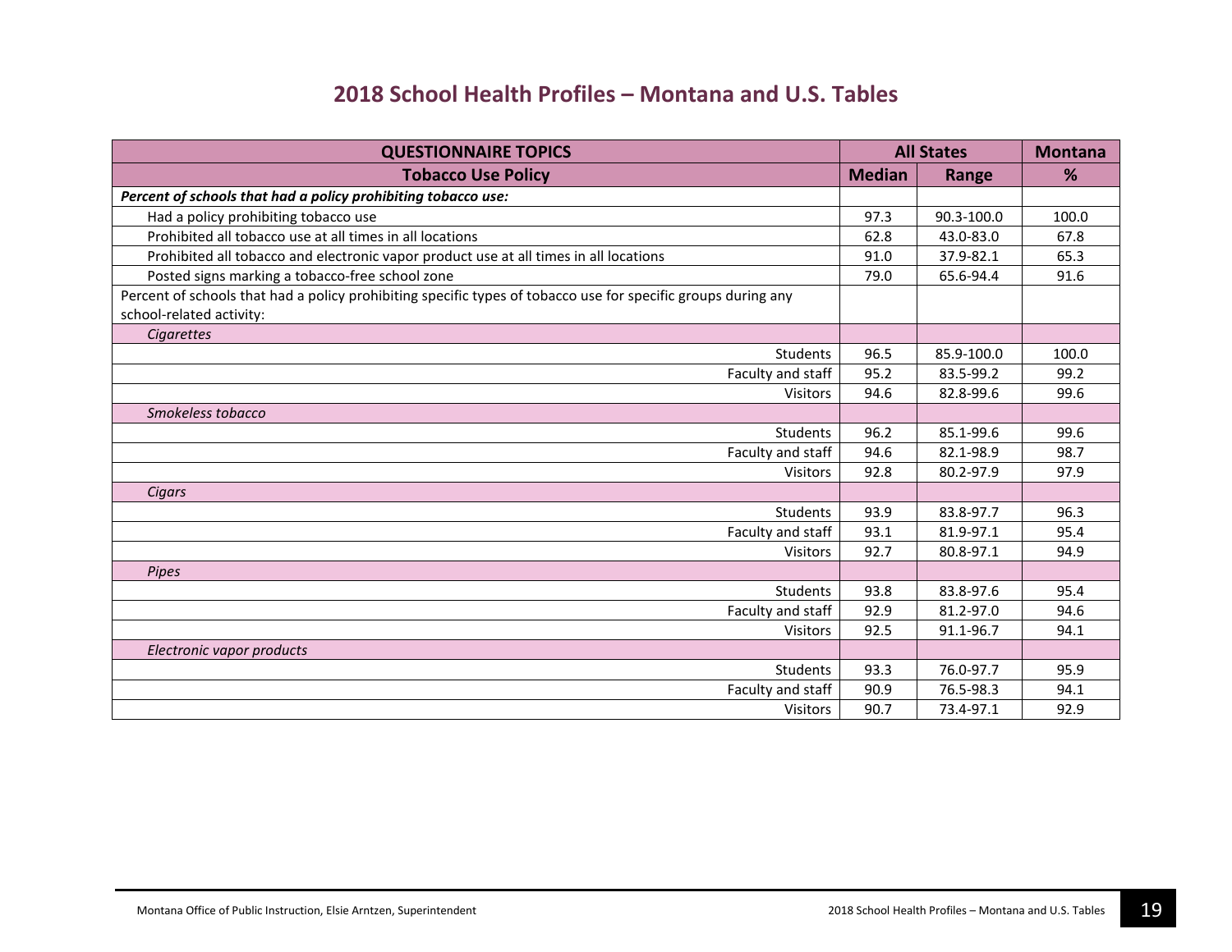# 2018 School Health Profiles – Montana and U.S. Tables

| QUESTIONNAIRE TOPICS | All States | | Montana |
|---|---|---|---|
| **Tobacco Use Policy** | **Median** | **Range** | **%** |
| ***Percent of schools that had a policy prohibiting tobacco use:*** | | | |
| Had a policy prohibiting tobacco use | 97.3 | 90.3-100.0 | 100.0 |
| Prohibited all tobacco use at all times in all locations | 62.8 | 43.0-83.0 | 67.8 |
| Prohibited all tobacco and electronic vapor product use at all times in all locations | 91.0 | 37.9-82.1 | 65.3 |
| Posted signs marking a tobacco-free school zone | 79.0 | 65.6-94.4 | 91.6 |
| Percent of schools that had a policy prohibiting specific types of tobacco use for specific groups during any school-related activity: | | | |
| *Cigarettes* | | | |
| Students | 96.5 | 85.9-100.0 | 100.0 |
| Faculty and staff | 95.2 | 83.5-99.2 | 99.2 |
| Visitors | 94.6 | 82.8-99.6 | 99.6 |
| *Smokeless tobacco* | | | |
| Students | 96.2 | 85.1-99.6 | 99.6 |
| Faculty and staff | 94.6 | 82.1-98.9 | 98.7 |
| Visitors | 92.8 | 80.2-97.9 | 97.9 |
| *Cigars* | | | |
| Students | 93.9 | 83.8-97.7 | 96.3 |
| Faculty and staff | 93.1 | 81.9-97.1 | 95.4 |
| Visitors | 92.7 | 80.8-97.1 | 94.9 |
| *Pipes* | | | |
| Students | 93.8 | 83.8-97.6 | 95.4 |
| Faculty and staff | 92.9 | 81.2-97.0 | 94.6 |
| Visitors | 92.5 | 91.1-96.7 | 94.1 |
| *Electronic vapor products* | | | |
| Students | 93.3 | 76.0-97.7 | 95.9 |
| Faculty and staff | 90.9 | 76.5-98.3 | 94.1 |
| Visitors | 90.7 | 73.4-97.1 | 92.9 |

Montana Office of Public Instruction, Elsie Arntzen, Superintendent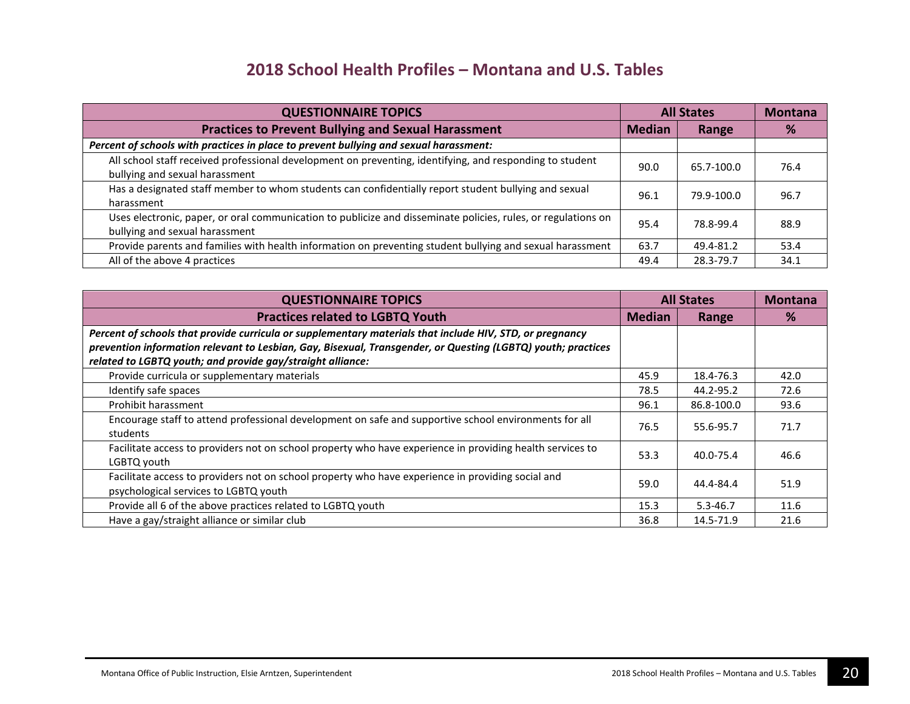# 2018 School Health Profiles – Montana and U.S. Tables

| QUESTIONNAIRE TOPICS | All States | | Montana |
|---|---|---|---|
| **Practices to Prevent Bullying and Sexual Harassment** | **Median** | **Range** | **%** |
| ***Percent of schools with practices in place to prevent bullying and sexual harassment:*** | | | |
| All school staff received professional development on preventing, identifying, and responding to student bullying and sexual harassment | 90.0 | 65.7-100.0 | 76.4 |
| Has a designated staff member to whom students can confidentially report student bullying and sexual harassment | 96.1 | 79.9-100.0 | 96.7 |
| Uses electronic, paper, or oral communication to publicize and disseminate policies, rules, or regulations on bullying and sexual harassment | 95.4 | 78.8-99.4 | 88.9 |
| Provide parents and families with health information on preventing student bullying and sexual harassment | 63.7 | 49.4-81.2 | 53.4 |
| All of the above 4 practices | 49.4 | 28.3-79.7 | 34.1 |

| QUESTIONNAIRE TOPICS | All States | | Montana |
|---|---|---|---|
| **Practices related to LGBTQ Youth** | **Median** | **Range** | **%** |
| ***Percent of schools that provide curricula or supplementary materials that include HIV, STD, or pregnancy prevention information relevant to Lesbian, Gay, Bisexual, Transgender, or Questing (LGBTQ) youth; practices related to LGBTQ youth; and provide gay/straight alliance:*** | | | |
| Provide curricula or supplementary materials | 45.9 | 18.4-76.3 | 42.0 |
| Identify safe spaces | 78.5 | 44.2-95.2 | 72.6 |
| Prohibit harassment | 96.1 | 86.8-100.0 | 93.6 |
| Encourage staff to attend professional development on safe and supportive school environments for all students | 76.5 | 55.6-95.7 | 71.7 |
| Facilitate access to providers not on school property who have experience in providing health services to LGBTQ youth | 53.3 | 40.0-75.4 | 46.6 |
| Facilitate access to providers not on school property who have experience in providing social and psychological services to LGBTQ youth | 59.0 | 44.4-84.4 | 51.9 |
| Provide all 6 of the above practices related to LGBTQ youth | 15.3 | 5.3-46.7 | 11.6 |
| Have a gay/straight alliance or similar club | 36.8 | 14.5-71.9 | 21.6 |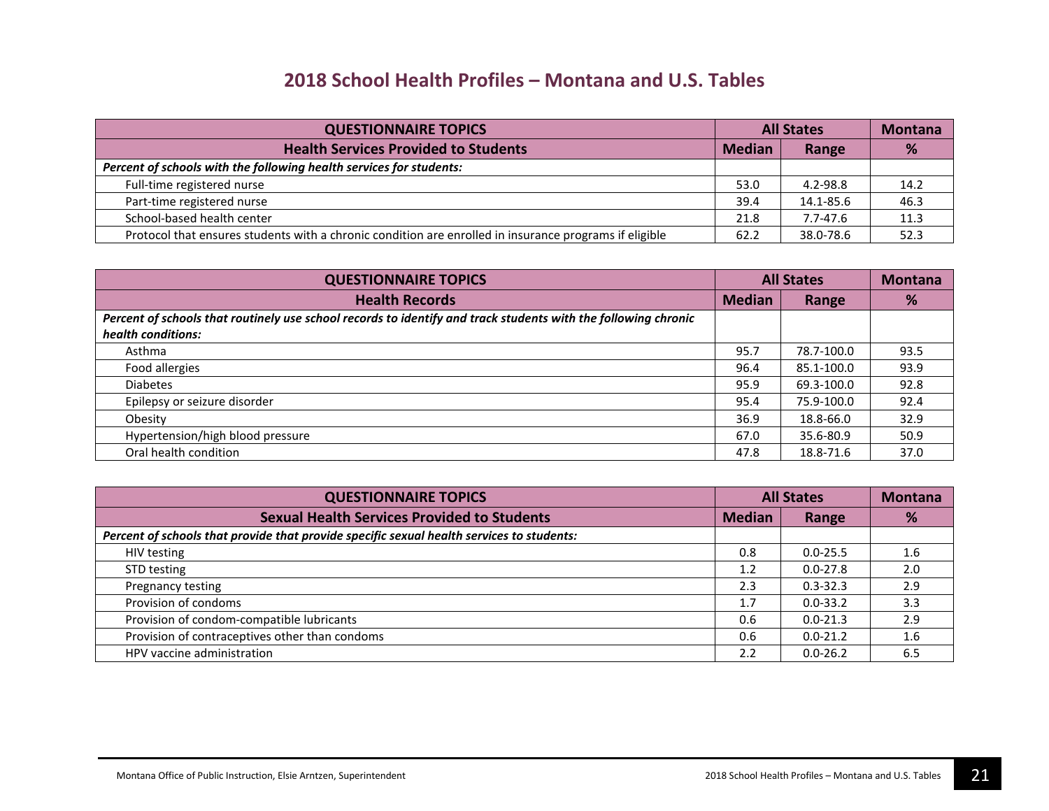# 2018 School Health Profiles – Montana and U.S. Tables

| QUESTIONNAIRE TOPICS | All States | | Montana |
|---|---|---|---|
| **Health Services Provided to Students** | **Median** | **Range** | **%** |
| ***Percent of schools with the following health services for students:*** | | | |
| Full-time registered nurse | 53.0 | 4.2-98.8 | 14.2 |
| Part-time registered nurse | 39.4 | 14.1-85.6 | 46.3 |
| School-based health center | 21.8 | 7.7-47.6 | 11.3 |
| Protocol that ensures students with a chronic condition are enrolled in insurance programs if eligible | 62.2 | 38.0-78.6 | 52.3 |

| QUESTIONNAIRE TOPICS | All States | | Montana |
|---|---|---|---|
| **Health Records** | **Median** | **Range** | **%** |
| ***Percent of schools that routinely use school records to identify and track students with the following chronic health conditions:*** | | | |
| Asthma | 95.7 | 78.7-100.0 | 93.5 |
| Food allergies | 96.4 | 85.1-100.0 | 93.9 |
| Diabetes | 95.9 | 69.3-100.0 | 92.8 |
| Epilepsy or seizure disorder | 95.4 | 75.9-100.0 | 92.4 |
| Obesity | 36.9 | 18.8-66.0 | 32.9 |
| Hypertension/high blood pressure | 67.0 | 35.6-80.9 | 50.9 |
| Oral health condition | 47.8 | 18.8-71.6 | 37.0 |

| QUESTIONNAIRE TOPICS | All States | | Montana |
|---|---|---|---|
| **Sexual Health Services Provided to Students** | **Median** | **Range** | **%** |
| ***Percent of schools that provide that provide specific sexual health services to students:*** | | | |
| HIV testing | 0.8 | 0.0-25.5 | 1.6 |
| STD testing | 1.2 | 0.0-27.8 | 2.0 |
| Pregnancy testing | 2.3 | 0.3-32.3 | 2.9 |
| Provision of condoms | 1.7 | 0.0-33.2 | 3.3 |
| Provision of condom-compatible lubricants | 0.6 | 0.0-21.3 | 2.9 |
| Provision of contraceptives other than condoms | 0.6 | 0.0-21.2 | 1.6 |
| HPV vaccine administration | 2.2 | 0.0-26.2 | 6.5 |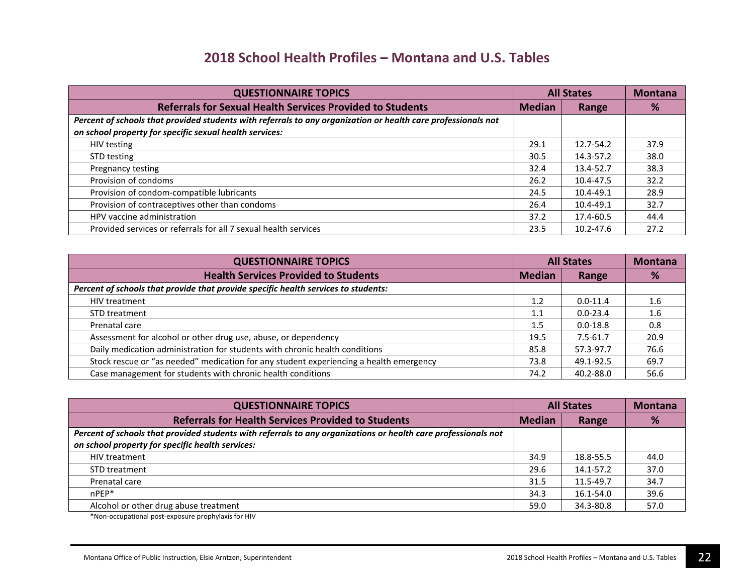## 2018 School Health Profiles – Montana and U.S. Tables

| QUESTIONNAIRE TOPICS | All States | | Montana |
|---|---|---|---|
| **Referrals for Sexual Health Services Provided to Students** | **Median** | **Range** | **%** |
| ***Percent of schools that provided students with referrals to any organization or health care professionals not on school property for specific sexual health services:*** | | | |
| HIV testing | 29.1 | 12.7-54.2 | 37.9 |
| STD testing | 30.5 | 14.3-57.2 | 38.0 |
| Pregnancy testing | 32.4 | 13.4-52.7 | 38.3 |
| Provision of condoms | 26.2 | 10.4-47.5 | 32.2 |
| Provision of condom-compatible lubricants | 24.5 | 10.4-49.1 | 28.9 |
| Provision of contraceptives other than condoms | 26.4 | 10.4-49.1 | 32.7 |
| HPV vaccine administration | 37.2 | 17.4-60.5 | 44.4 |
| Provided services or referrals for all 7 sexual health services | 23.5 | 10.2-47.6 | 27.2 |

| QUESTIONNAIRE TOPICS | All States | | Montana |
|---|---|---|---|
| **Health Services Provided to Students** | **Median** | **Range** | **%** |
| ***Percent of schools that provide that provide specific health services to students:*** | | | |
| HIV treatment | 1.2 | 0.0-11.4 | 1.6 |
| STD treatment | 1.1 | 0.0-23.4 | 1.6 |
| Prenatal care | 1.5 | 0.0-18.8 | 0.8 |
| Assessment for alcohol or other drug use, abuse, or dependency | 19.5 | 7.5-61.7 | 20.9 |
| Daily medication administration for students with chronic health conditions | 85.8 | 57.3-97.7 | 76.6 |
| Stock rescue or "as needed" medication for any student experiencing a health emergency | 73.8 | 49.1-92.5 | 69.7 |
| Case management for students with chronic health conditions | 74.2 | 40.2-88.0 | 56.6 |

| QUESTIONNAIRE TOPICS | All States | | Montana |
|---|---|---|---|
| **Referrals for Health Services Provided to Students** | **Median** | **Range** | **%** |
| ***Percent of schools that provided students with referrals to any organizations or health care professionals not on school property for specific health services:*** | | | |
| HIV treatment | 34.9 | 18.8-55.5 | 44.0 |
| STD treatment | 29.6 | 14.1-57.2 | 37.0 |
| Prenatal care | 31.5 | 11.5-49.7 | 34.7 |
| nPEP* | 34.3 | 16.1-54.0 | 39.6 |
| Alcohol or other drug abuse treatment | 59.0 | 34.3-80.8 | 57.0 |

*Non-occupational post-exposure prophylaxis for HIV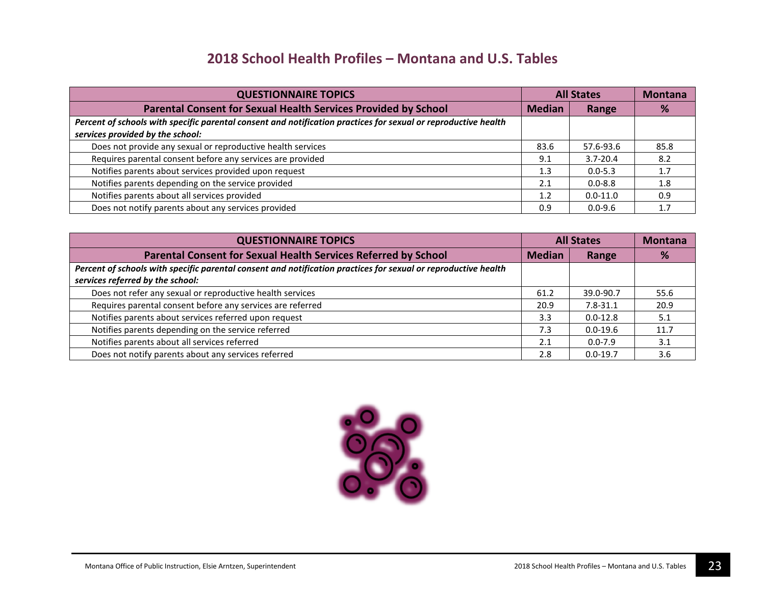# 2018 School Health Profiles – Montana and U.S. Tables

| QUESTIONNAIRE TOPICS | All States | | Montana |
|---|---|---|---|
| **Parental Consent for Sexual Health Services Provided by School** | **Median** | **Range** | **%** |
| ***Percent of schools with specific parental consent and notification practices for sexual or reproductive health services provided by the school:*** | | | |
| Does not provide any sexual or reproductive health services | 83.6 | 57.6-93.6 | 85.8 |
| Requires parental consent before any services are provided | 9.1 | 3.7-20.4 | 8.2 |
| Notifies parents about services provided upon request | 1.3 | 0.0-5.3 | 1.7 |
| Notifies parents depending on the service provided | 2.1 | 0.0-8.8 | 1.8 |
| Notifies parents about all services provided | 1.2 | 0.0-11.0 | 0.9 |
| Does not notify parents about any services provided | 0.9 | 0.0-9.6 | 1.7 |

| QUESTIONNAIRE TOPICS | All States | | Montana |
|---|---|---|---|
| **Parental Consent for Sexual Health Services Referred by School** | **Median** | **Range** | **%** |
| ***Percent of schools with specific parental consent and notification practices for sexual or reproductive health services referred by the school:*** | | | |
| Does not refer any sexual or reproductive health services | 61.2 | 39.0-90.7 | 55.6 |
| Requires parental consent before any services are referred | 20.9 | 7.8-31.1 | 20.9 |
| Notifies parents about services referred upon request | 3.3 | 0.0-12.8 | 5.1 |
| Notifies parents depending on the service referred | 7.3 | 0.0-19.6 | 11.7 |
| Notifies parents about all services referred | 2.1 | 0.0-7.9 | 3.1 |
| Does not notify parents about any services referred | 2.8 | 0.0-19.7 | 3.6 |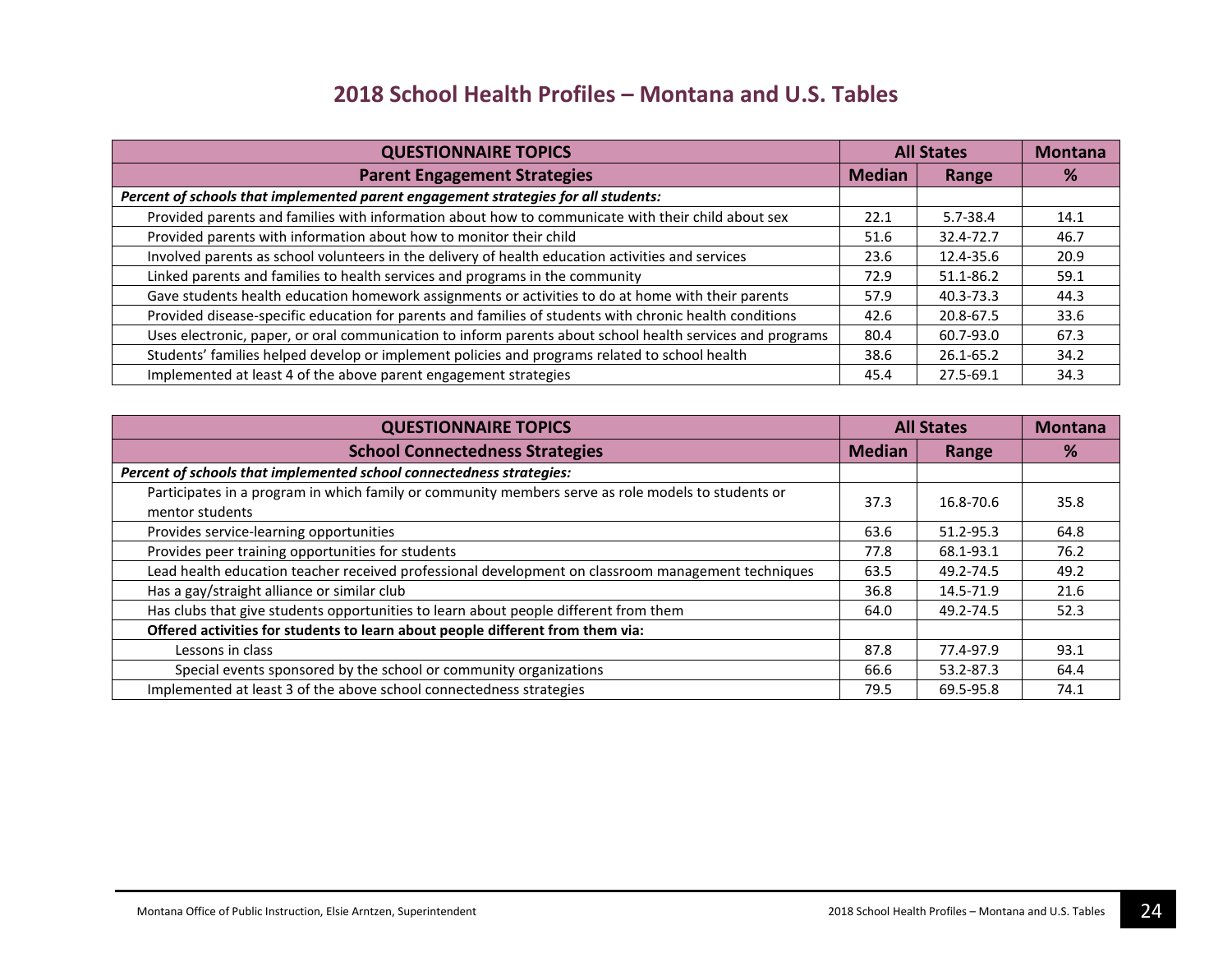# 2018 School Health Profiles – Montana and U.S. Tables

| QUESTIONNAIRE TOPICS | All States | | Montana |
|---|---|---|---|
| **Parent Engagement Strategies** | **Median** | **Range** | **%** |
| ***Percent of schools that implemented parent engagement strategies for all students:*** | | | |
| Provided parents and families with information about how to communicate with their child about sex | 22.1 | 5.7-38.4 | 14.1 |
| Provided parents with information about how to monitor their child | 51.6 | 32.4-72.7 | 46.7 |
| Involved parents as school volunteers in the delivery of health education activities and services | 23.6 | 12.4-35.6 | 20.9 |
| Linked parents and families to health services and programs in the community | 72.9 | 51.1-86.2 | 59.1 |
| Gave students health education homework assignments or activities to do at home with their parents | 57.9 | 40.3-73.3 | 44.3 |
| Provided disease-specific education for parents and families of students with chronic health conditions | 42.6 | 20.8-67.5 | 33.6 |
| Uses electronic, paper, or oral communication to inform parents about school health services and programs | 80.4 | 60.7-93.0 | 67.3 |
| Students' families helped develop or implement policies and programs related to school health | 38.6 | 26.1-65.2 | 34.2 |
| Implemented at least 4 of the above parent engagement strategies | 45.4 | 27.5-69.1 | 34.3 |

| QUESTIONNAIRE TOPICS | All States | | Montana |
|---|---|---|---|
| **School Connectedness Strategies** | **Median** | **Range** | **%** |
| ***Percent of schools that implemented school connectedness strategies:*** | | | |
| Participates in a program in which family or community members serve as role models to students or mentor students | 37.3 | 16.8-70.6 | 35.8 |
| Provides service-learning opportunities | 63.6 | 51.2-95.3 | 64.8 |
| Provides peer training opportunities for students | 77.8 | 68.1-93.1 | 76.2 |
| Lead health education teacher received professional development on classroom management techniques | 63.5 | 49.2-74.5 | 49.2 |
| Has a gay/straight alliance or similar club | 36.8 | 14.5-71.9 | 21.6 |
| Has clubs that give students opportunities to learn about people different from them | 64.0 | 49.2-74.5 | 52.3 |
| **Offered activities for students to learn about people different from them via:** | | | |
| Lessons in class | 87.8 | 77.4-97.9 | 93.1 |
| Special events sponsored by the school or community organizations | 66.6 | 53.2-87.3 | 64.4 |
| Implemented at least 3 of the above school connectedness strategies | 79.5 | 69.5-95.8 | 74.1 |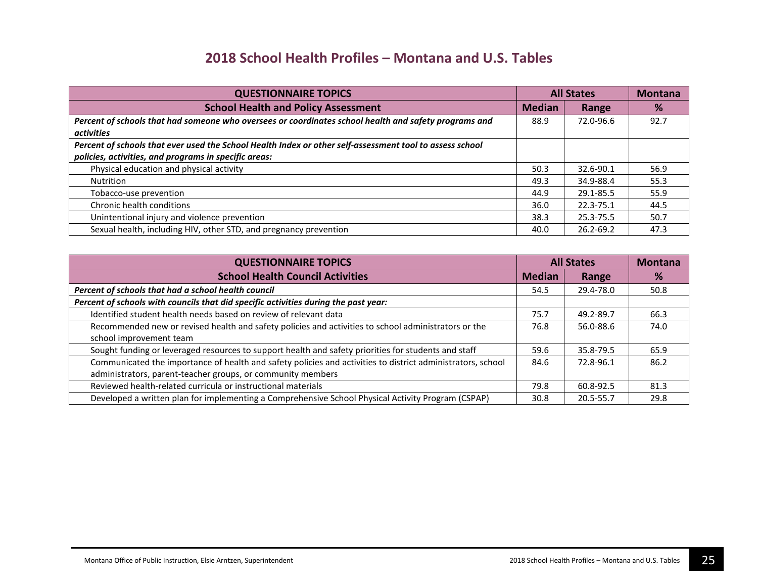# 2018 School Health Profiles – Montana and U.S. Tables

| QUESTIONNAIRE TOPICS | All States | | Montana |
|---|---|---|---|
| **School Health and Policy Assessment** | **Median** | **Range** | **%** |
| ***Percent of schools that had someone who oversees or coordinates school health and safety programs and activities*** | 88.9 | 72.0-96.6 | 92.7 |
| ***Percent of schools that ever used the School Health Index or other self-assessment tool to assess school policies, activities, and programs in specific areas:*** | | | |
| Physical education and physical activity | 50.3 | 32.6-90.1 | 56.9 |
| Nutrition | 49.3 | 34.9-88.4 | 55.3 |
| Tobacco-use prevention | 44.9 | 29.1-85.5 | 55.9 |
| Chronic health conditions | 36.0 | 22.3-75.1 | 44.5 |
| Unintentional injury and violence prevention | 38.3 | 25.3-75.5 | 50.7 |
| Sexual health, including HIV, other STD, and pregnancy prevention | 40.0 | 26.2-69.2 | 47.3 |

| QUESTIONNAIRE TOPICS | All States | | Montana |
|---|---|---|---|
| **School Health Council Activities** | **Median** | **Range** | **%** |
| ***Percent of schools that had a school health council*** | 54.5 | 29.4-78.0 | 50.8 |
| ***Percent of schools with councils that did specific activities during the past year:*** | | | |
| Identified student health needs based on review of relevant data | 75.7 | 49.2-89.7 | 66.3 |
| Recommended new or revised health and safety policies and activities to school administrators or the school improvement team | 76.8 | 56.0-88.6 | 74.0 |
| Sought funding or leveraged resources to support health and safety priorities for students and staff | 59.6 | 35.8-79.5 | 65.9 |
| Communicated the importance of health and safety policies and activities to district administrators, school administrators, parent-teacher groups, or community members | 84.6 | 72.8-96.1 | 86.2 |
| Reviewed health-related curricula or instructional materials | 79.8 | 60.8-92.5 | 81.3 |
| Developed a written plan for implementing a Comprehensive School Physical Activity Program (CSPAP) | 30.8 | 20.5-55.7 | 29.8 |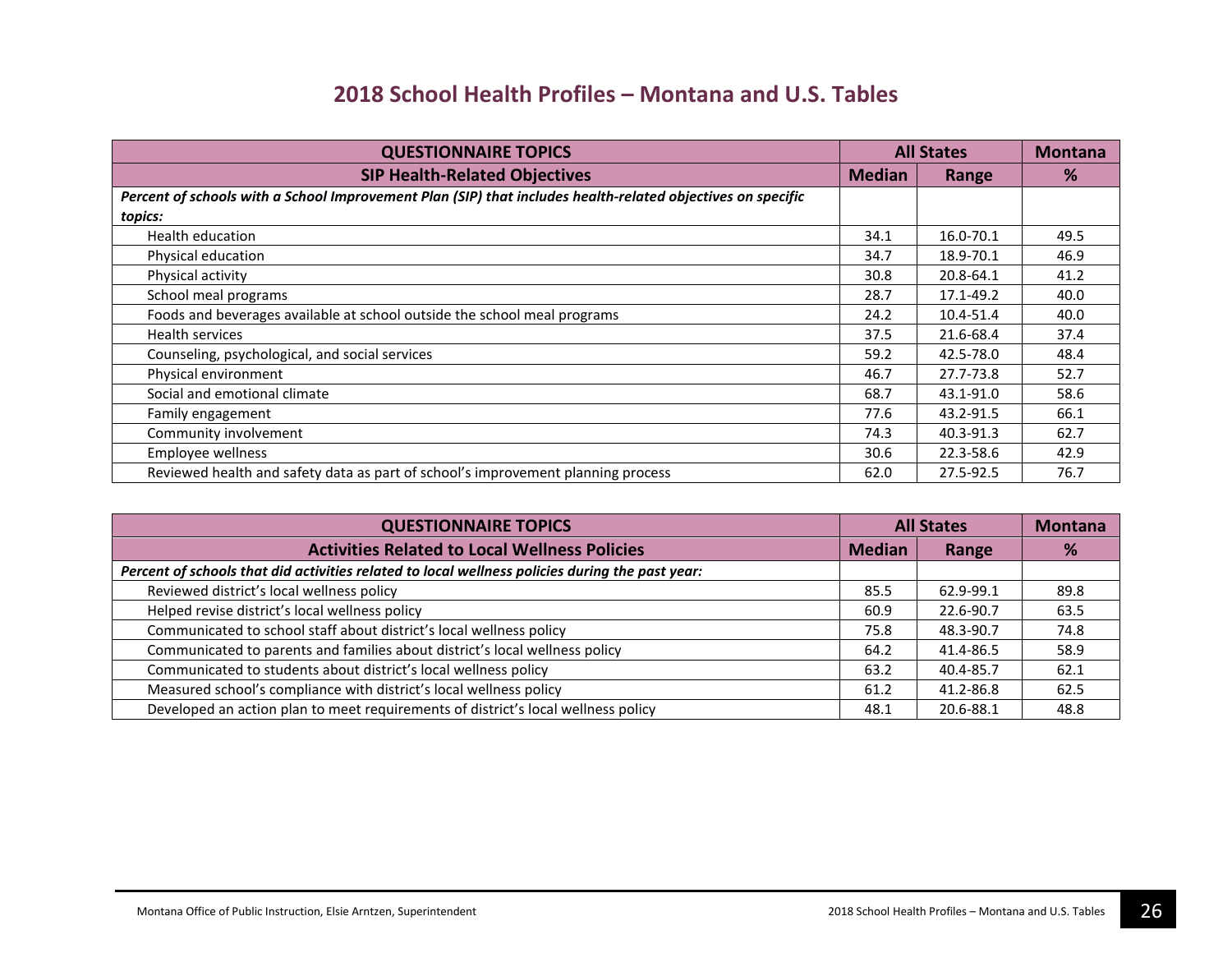# 2018 School Health Profiles – Montana and U.S. Tables

| QUESTIONNAIRE TOPICS | All States | | Montana |
|---|---|---|---|
| **SIP Health-Related Objectives** | **Median** | **Range** | **%** |
| ***Percent of schools with a School Improvement Plan (SIP) that includes health-related objectives on specific topics:*** | | | |
| Health education | 34.1 | 16.0-70.1 | 49.5 |
| Physical education | 34.7 | 18.9-70.1 | 46.9 |
| Physical activity | 30.8 | 20.8-64.1 | 41.2 |
| School meal programs | 28.7 | 17.1-49.2 | 40.0 |
| Foods and beverages available at school outside the school meal programs | 24.2 | 10.4-51.4 | 40.0 |
| Health services | 37.5 | 21.6-68.4 | 37.4 |
| Counseling, psychological, and social services | 59.2 | 42.5-78.0 | 48.4 |
| Physical environment | 46.7 | 27.7-73.8 | 52.7 |
| Social and emotional climate | 68.7 | 43.1-91.0 | 58.6 |
| Family engagement | 77.6 | 43.2-91.5 | 66.1 |
| Community involvement | 74.3 | 40.3-91.3 | 62.7 |
| Employee wellness | 30.6 | 22.3-58.6 | 42.9 |
| Reviewed health and safety data as part of school's improvement planning process | 62.0 | 27.5-92.5 | 76.7 |

| QUESTIONNAIRE TOPICS | All States | | Montana |
|---|---|---|---|
| **Activities Related to Local Wellness Policies** | **Median** | **Range** | **%** |
| ***Percent of schools that did activities related to local wellness policies during the past year:*** | | | |
| Reviewed district's local wellness policy | 85.5 | 62.9-99.1 | 89.8 |
| Helped revise district's local wellness policy | 60.9 | 22.6-90.7 | 63.5 |
| Communicated to school staff about district's local wellness policy | 75.8 | 48.3-90.7 | 74.8 |
| Communicated to parents and families about district's local wellness policy | 64.2 | 41.4-86.5 | 58.9 |
| Communicated to students about district's local wellness policy | 63.2 | 40.4-85.7 | 62.1 |
| Measured school's compliance with district's local wellness policy | 61.2 | 41.2-86.8 | 62.5 |
| Developed an action plan to meet requirements of district's local wellness policy | 48.1 | 20.6-88.1 | 48.8 |